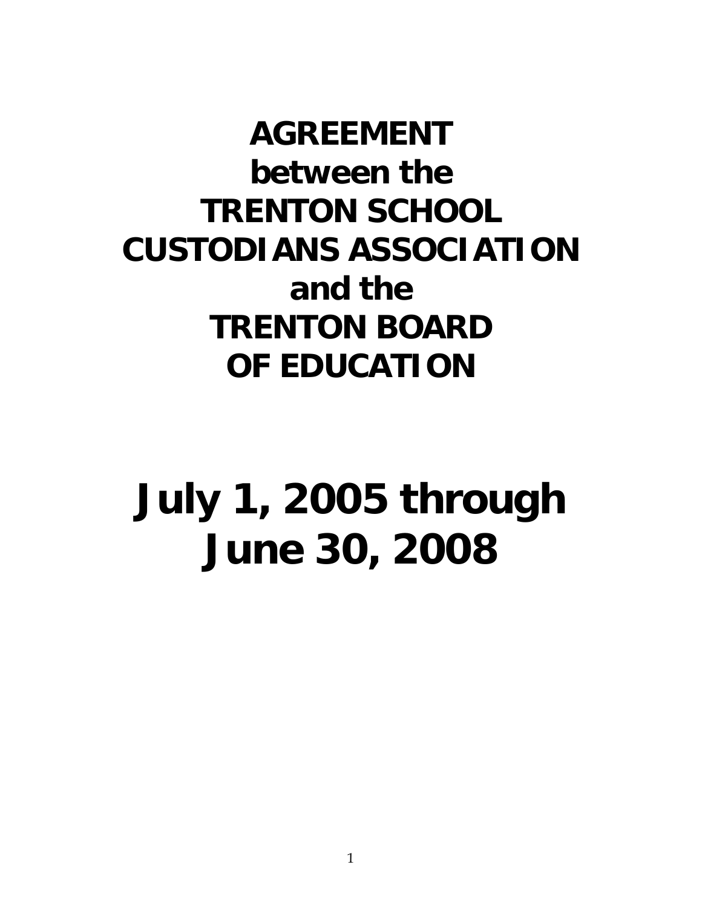# AGREEMENT
# between the
# TRENTON SCHOOL
# CUSTODIANS ASSOCIATION
# and the
# TRENTON BOARD
# OF EDUCATION

# July 1, 2005 through June 30, 2008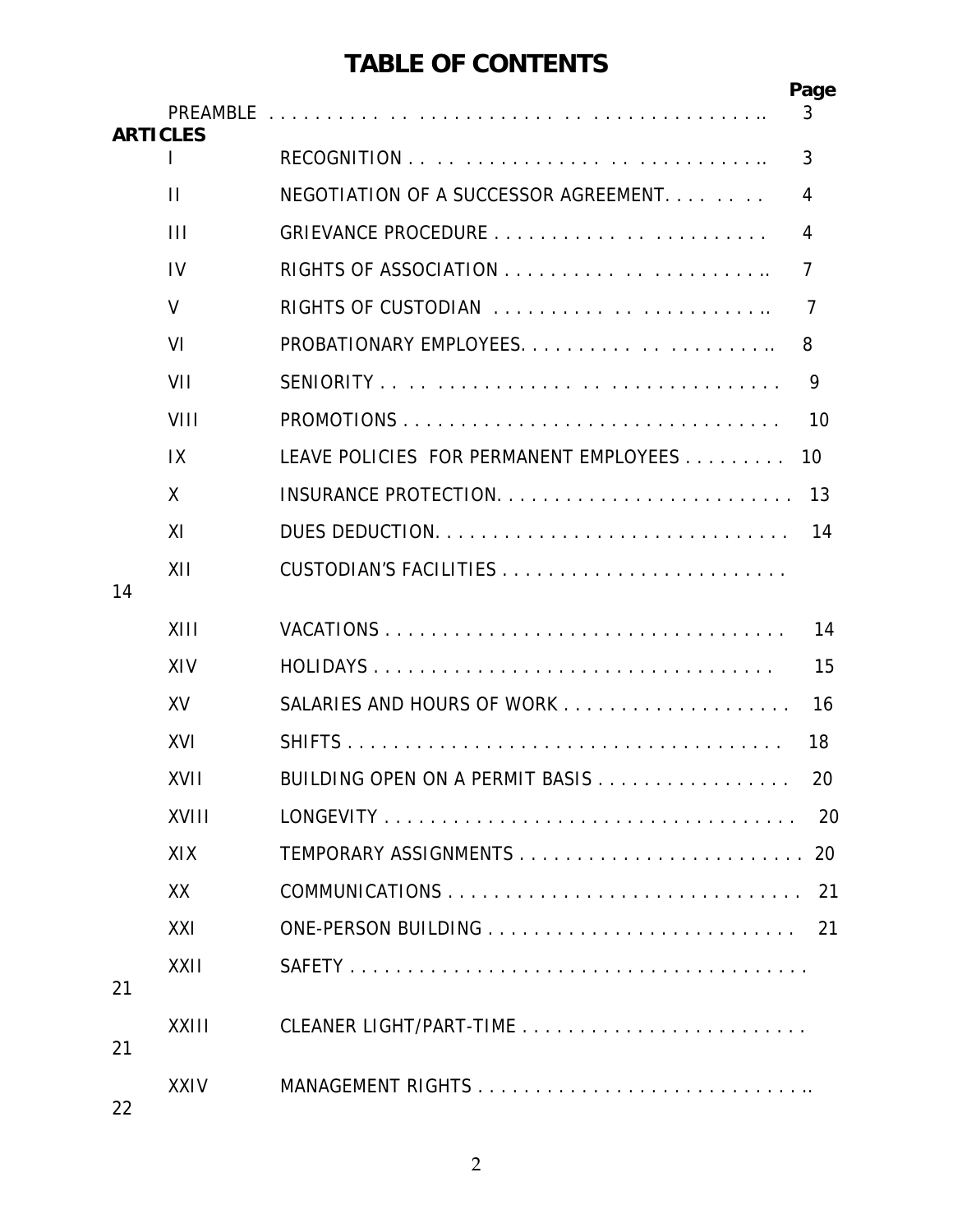# TABLE OF CONTENTS

| | | Page |
|---|---|---|
| PREAMBLE | | 3 |
| **ARTICLES** | | |
| I | RECOGNITION | 3 |
| II | NEGOTIATION OF A SUCCESSOR AGREEMENT | 4 |
| III | GRIEVANCE PROCEDURE | 4 |
| IV | RIGHTS OF ASSOCIATION | 7 |
| V | RIGHTS OF CUSTODIAN | 7 |
| VI | PROBATIONARY EMPLOYEES | 8 |
| VII | SENIORITY | 9 |
| VIII | PROMOTIONS | 10 |
| IX | LEAVE POLICIES FOR PERMANENT EMPLOYEES | 10 |
| X | INSURANCE PROTECTION | 13 |
| XI | DUES DEDUCTION | 14 |
| XII | CUSTODIAN'S FACILITIES | 14 |
| XIII | VACATIONS | 14 |
| XIV | HOLIDAYS | 15 |
| XV | SALARIES AND HOURS OF WORK | 16 |
| XVI | SHIFTS | 18 |
| XVII | BUILDING OPEN ON A PERMIT BASIS | 20 |
| XVIII | LONGEVITY | 20 |
| XIX | TEMPORARY ASSIGNMENTS | 20 |
| XX | COMMUNICATIONS | 21 |
| XXI | ONE-PERSON BUILDING | 21 |
| XXII | SAFETY | 21 |
| XXIII | CLEANER LIGHT/PART-TIME | 21 |
| XXIV | MANAGEMENT RIGHTS | 22 |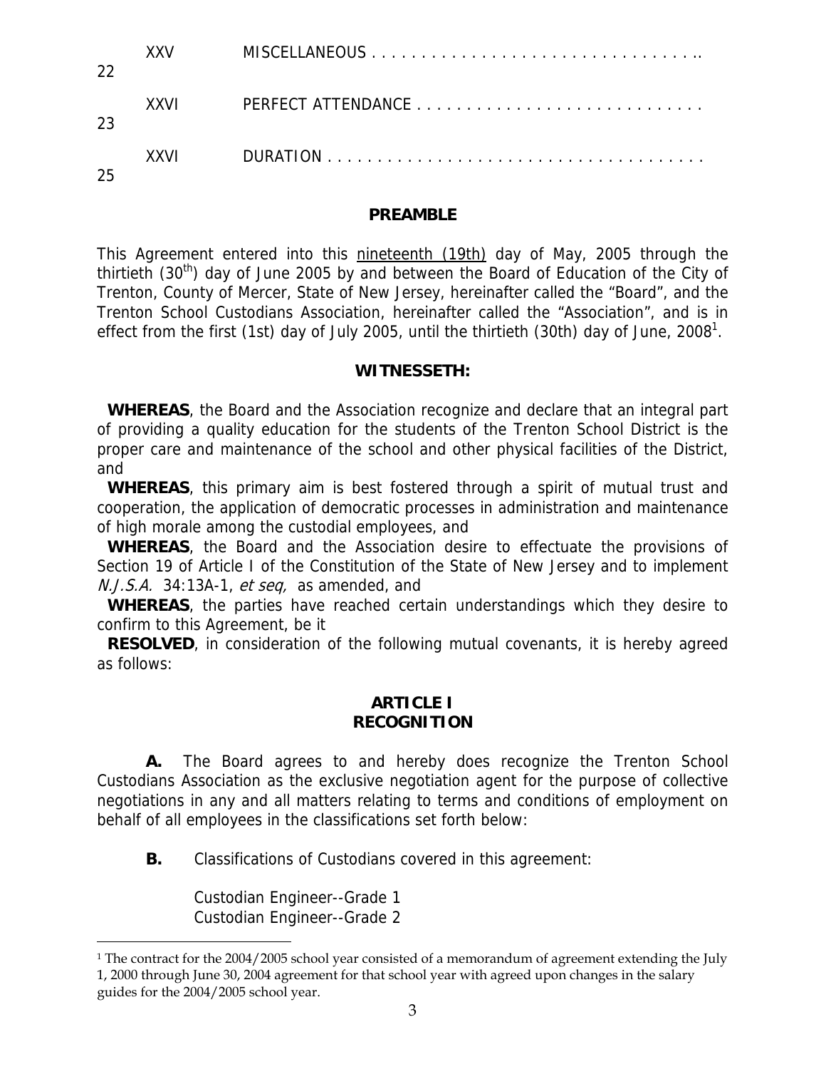| | | |
|---|---|---|
| XXV | MISCELLANEOUS . . . . . . . . . . . . . . . . . . . . . . . . . . . . . . . . | 22 |
| XXVI | PERFECT ATTENDANCE . . . . . . . . . . . . . . . . . . . . . . . . . . . . | 23 |
| XXVI | DURATION . . . . . . . . . . . . . . . . . . . . . . . . . . . . . . . . . . . . . | 25 |

## PREAMBLE

This Agreement entered into this nineteenth (19th) day of May, 2005 through the thirtieth (30th) day of June 2005 by and between the Board of Education of the City of Trenton, County of Mercer, State of New Jersey, hereinafter called the "Board", and the Trenton School Custodians Association, hereinafter called the "Association", and is in effect from the first (1st) day of July 2005, until the thirtieth (30th) day of June, 2008[1].

## WITNESSETH:

**WHEREAS**, the Board and the Association recognize and declare that an integral part of providing a quality education for the students of the Trenton School District is the proper care and maintenance of the school and other physical facilities of the District, and

**WHEREAS**, this primary aim is best fostered through a spirit of mutual trust and cooperation, the application of democratic processes in administration and maintenance of high morale among the custodial employees, and

**WHEREAS**, the Board and the Association desire to effectuate the provisions of Section 19 of Article I of the Constitution of the State of New Jersey and to implement *N.J.S.A.* 34:13A-1, *et seq,* as amended, and

**WHEREAS**, the parties have reached certain understandings which they desire to confirm to this Agreement, be it

**RESOLVED**, in consideration of the following mutual covenants, it is hereby agreed as follows:

## ARTICLE I
## RECOGNITION

**A.** The Board agrees to and hereby does recognize the Trenton School Custodians Association as the exclusive negotiation agent for the purpose of collective negotiations in any and all matters relating to terms and conditions of employment on behalf of all employees in the classifications set forth below:

**B.** Classifications of Custodians covered in this agreement:

Custodian Engineer--Grade 1
Custodian Engineer--Grade 2

[1] The contract for the 2004/2005 school year consisted of a memorandum of agreement extending the July 1, 2000 through June 30, 2004 agreement for that school year with agreed upon changes in the salary guides for the 2004/2005 school year.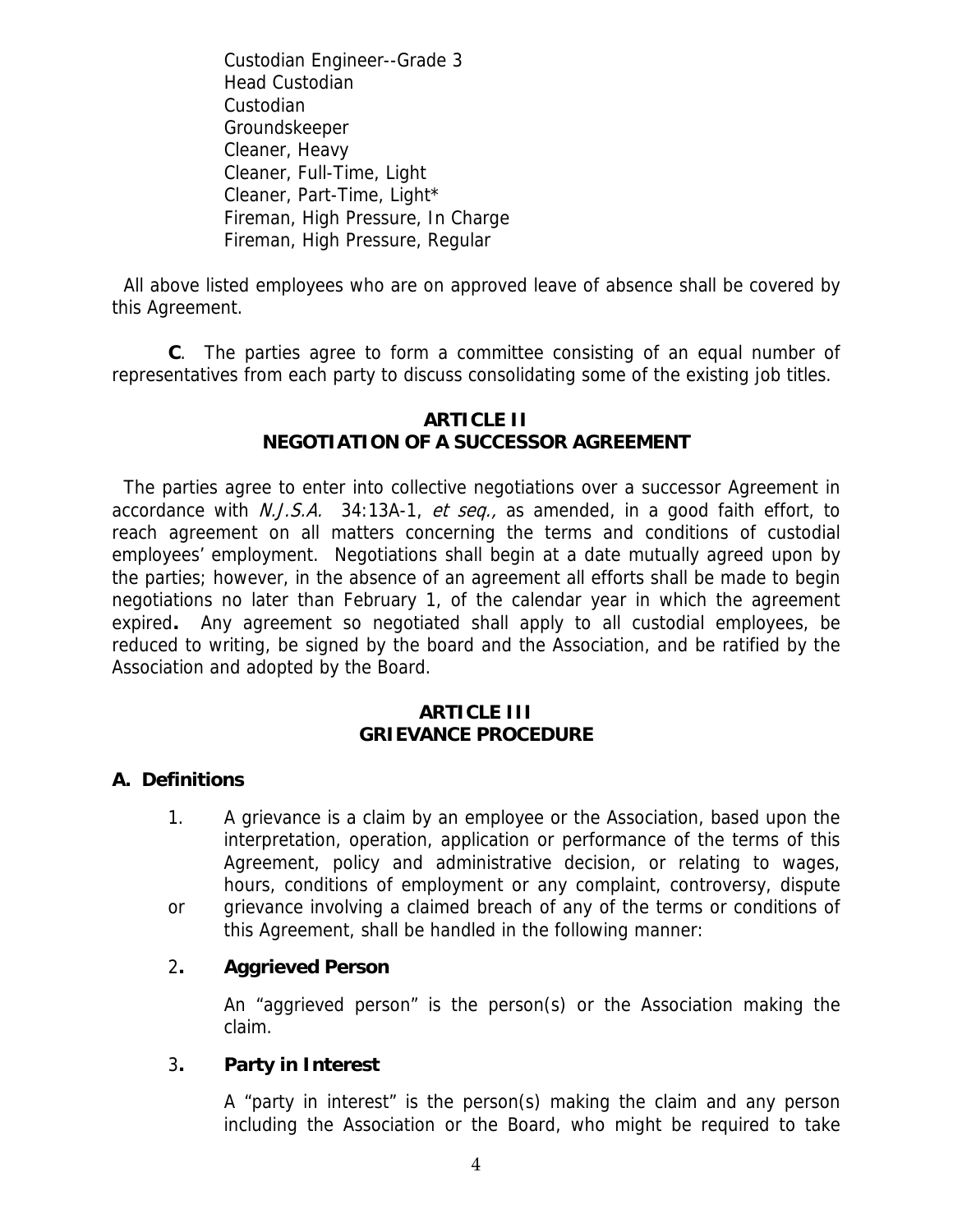Custodian Engineer--Grade 3
Head Custodian
Custodian
Groundskeeper
Cleaner, Heavy
Cleaner, Full-Time, Light
Cleaner, Part-Time, Light*
Fireman, High Pressure, In Charge
Fireman, High Pressure, Regular

All above listed employees who are on approved leave of absence shall be covered by this Agreement.

**C**. The parties agree to form a committee consisting of an equal number of representatives from each party to discuss consolidating some of the existing job titles.

## ARTICLE II
## NEGOTIATION OF A SUCCESSOR AGREEMENT

The parties agree to enter into collective negotiations over a successor Agreement in accordance with *N.J.S.A.* 34:13A-1, *et seq.,* as amended, in a good faith effort, to reach agreement on all matters concerning the terms and conditions of custodial employees' employment. Negotiations shall begin at a date mutually agreed upon by the parties; however, in the absence of an agreement all efforts shall be made to begin negotiations no later than February 1, of the calendar year in which the agreement expired**.** Any agreement so negotiated shall apply to all custodial employees, be reduced to writing, be signed by the board and the Association, and be ratified by the Association and adopted by the Board.

## ARTICLE III
## GRIEVANCE PROCEDURE

### A. Definitions

1. A grievance is a claim by an employee or the Association, based upon the interpretation, operation, application or performance of the terms of this Agreement, policy and administrative decision, or relating to wages, hours, conditions of employment or any complaint, controversy, dispute or grievance involving a claimed breach of any of the terms or conditions of this Agreement, shall be handled in the following manner:

2**. Aggrieved Person**

   An "aggrieved person" is the person(s) or the Association making the claim.

3**. Party in Interest**

   A "party in interest" is the person(s) making the claim and any person including the Association or the Board, who might be required to take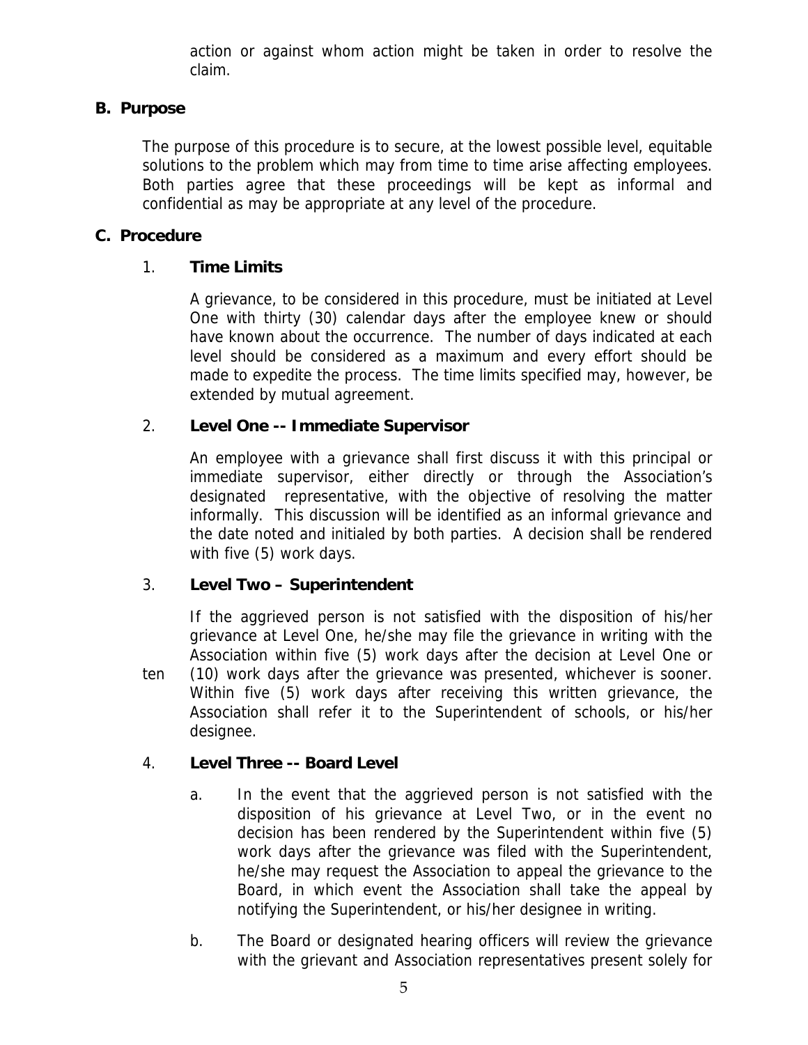action or against whom action might be taken in order to resolve the claim.

## B. Purpose

The purpose of this procedure is to secure, at the lowest possible level, equitable solutions to the problem which may from time to time arise affecting employees. Both parties agree that these proceedings will be kept as informal and confidential as may be appropriate at any level of the procedure.

## C. Procedure

### 1. Time Limits

A grievance, to be considered in this procedure, must be initiated at Level One with thirty (30) calendar days after the employee knew or should have known about the occurrence. The number of days indicated at each level should be considered as a maximum and every effort should be made to expedite the process. The time limits specified may, however, be extended by mutual agreement.

### 2. Level One -- Immediate Supervisor

An employee with a grievance shall first discuss it with this principal or immediate supervisor, either directly or through the Association's designated representative, with the objective of resolving the matter informally. This discussion will be identified as an informal grievance and the date noted and initialed by both parties. A decision shall be rendered with five (5) work days.

### 3. Level Two – Superintendent

If the aggrieved person is not satisfied with the disposition of his/her grievance at Level One, he/she may file the grievance in writing with the Association within five (5) work days after the decision at Level One or ten (10) work days after the grievance was presented, whichever is sooner. Within five (5) work days after receiving this written grievance, the Association shall refer it to the Superintendent of schools, or his/her designee.

### 4. Level Three -- Board Level

a. In the event that the aggrieved person is not satisfied with the disposition of his grievance at Level Two, or in the event no decision has been rendered by the Superintendent within five (5) work days after the grievance was filed with the Superintendent, he/she may request the Association to appeal the grievance to the Board, in which event the Association shall take the appeal by notifying the Superintendent, or his/her designee in writing.

b. The Board or designated hearing officers will review the grievance with the grievant and Association representatives present solely for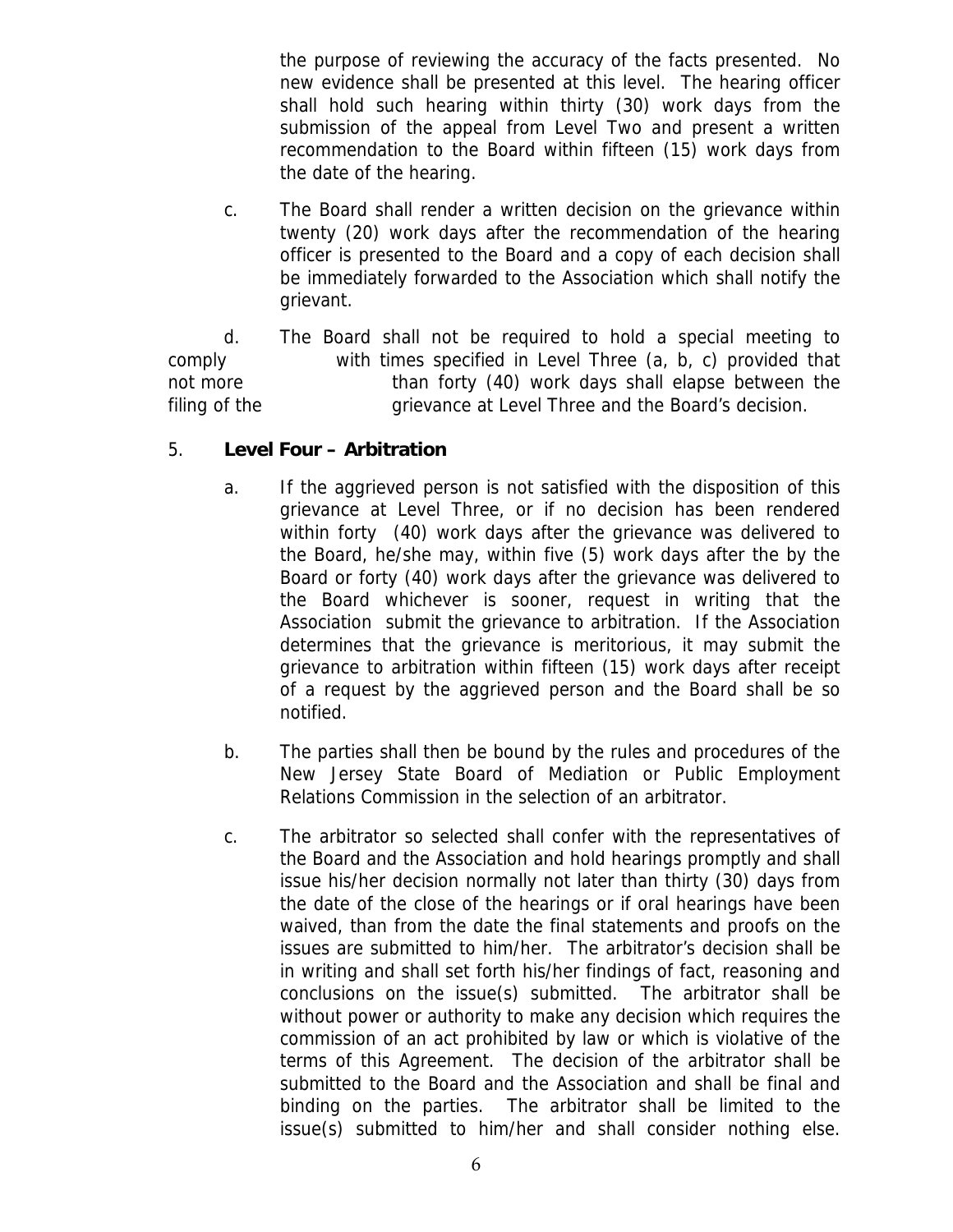the purpose of reviewing the accuracy of the facts presented. No new evidence shall be presented at this level. The hearing officer shall hold such hearing within thirty (30) work days from the submission of the appeal from Level Two and present a written recommendation to the Board within fifteen (15) work days from the date of the hearing.

c. The Board shall render a written decision on the grievance within twenty (20) work days after the recommendation of the hearing officer is presented to the Board and a copy of each decision shall be immediately forwarded to the Association which shall notify the grievant.

d. The Board shall not be required to hold a special meeting to comply with times specified in Level Three (a, b, c) provided that not more than forty (40) work days shall elapse between the filing of the grievance at Level Three and the Board's decision.

5. **Level Four – Arbitration**

a. If the aggrieved person is not satisfied with the disposition of this grievance at Level Three, or if no decision has been rendered within forty (40) work days after the grievance was delivered to the Board, he/she may, within five (5) work days after the by the Board or forty (40) work days after the grievance was delivered to the Board whichever is sooner, request in writing that the Association submit the grievance to arbitration. If the Association determines that the grievance is meritorious, it may submit the grievance to arbitration within fifteen (15) work days after receipt of a request by the aggrieved person and the Board shall be so notified.

b. The parties shall then be bound by the rules and procedures of the New Jersey State Board of Mediation or Public Employment Relations Commission in the selection of an arbitrator.

c. The arbitrator so selected shall confer with the representatives of the Board and the Association and hold hearings promptly and shall issue his/her decision normally not later than thirty (30) days from the date of the close of the hearings or if oral hearings have been waived, than from the date the final statements and proofs on the issues are submitted to him/her. The arbitrator's decision shall be in writing and shall set forth his/her findings of fact, reasoning and conclusions on the issue(s) submitted. The arbitrator shall be without power or authority to make any decision which requires the commission of an act prohibited by law or which is violative of the terms of this Agreement. The decision of the arbitrator shall be submitted to the Board and the Association and shall be final and binding on the parties. The arbitrator shall be limited to the issue(s) submitted to him/her and shall consider nothing else.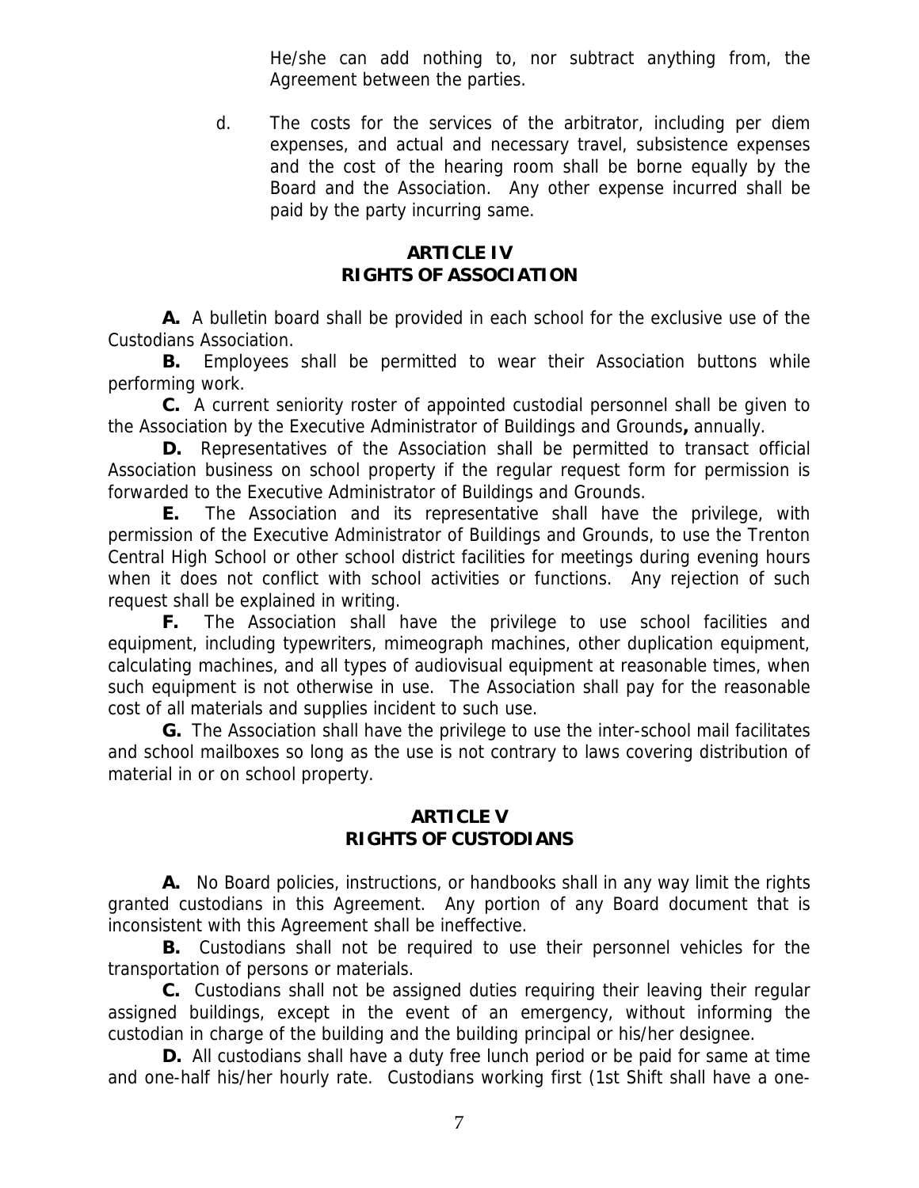He/she can add nothing to, nor subtract anything from, the Agreement between the parties.

d. The costs for the services of the arbitrator, including per diem expenses, and actual and necessary travel, subsistence expenses and the cost of the hearing room shall be borne equally by the Board and the Association. Any other expense incurred shall be paid by the party incurring same.

## ARTICLE IV
## RIGHTS OF ASSOCIATION

**A.** A bulletin board shall be provided in each school for the exclusive use of the Custodians Association.

**B.** Employees shall be permitted to wear their Association buttons while performing work.

**C.** A current seniority roster of appointed custodial personnel shall be given to the Association by the Executive Administrator of Buildings and Grounds**,** annually.

**D.** Representatives of the Association shall be permitted to transact official Association business on school property if the regular request form for permission is forwarded to the Executive Administrator of Buildings and Grounds.

**E.** The Association and its representative shall have the privilege, with permission of the Executive Administrator of Buildings and Grounds, to use the Trenton Central High School or other school district facilities for meetings during evening hours when it does not conflict with school activities or functions. Any rejection of such request shall be explained in writing.

**F.** The Association shall have the privilege to use school facilities and equipment, including typewriters, mimeograph machines, other duplication equipment, calculating machines, and all types of audiovisual equipment at reasonable times, when such equipment is not otherwise in use. The Association shall pay for the reasonable cost of all materials and supplies incident to such use.

**G.** The Association shall have the privilege to use the inter-school mail facilitates and school mailboxes so long as the use is not contrary to laws covering distribution of material in or on school property.

## ARTICLE V
## RIGHTS OF CUSTODIANS

**A.** No Board policies, instructions, or handbooks shall in any way limit the rights granted custodians in this Agreement. Any portion of any Board document that is inconsistent with this Agreement shall be ineffective.

**B.** Custodians shall not be required to use their personnel vehicles for the transportation of persons or materials.

**C.** Custodians shall not be assigned duties requiring their leaving their regular assigned buildings, except in the event of an emergency, without informing the custodian in charge of the building and the building principal or his/her designee.

**D.** All custodians shall have a duty free lunch period or be paid for same at time and one-half his/her hourly rate. Custodians working first (1st Shift shall have a one-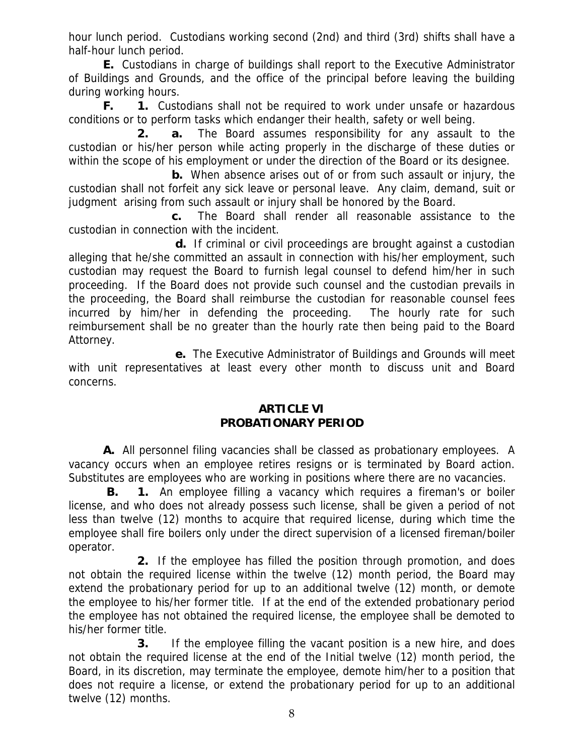hour lunch period. Custodians working second (2nd) and third (3rd) shifts shall have a half-hour lunch period.

**E.** Custodians in charge of buildings shall report to the Executive Administrator of Buildings and Grounds, and the office of the principal before leaving the building during working hours.

**F. 1.** Custodians shall not be required to work under unsafe or hazardous conditions or to perform tasks which endanger their health, safety or well being.

**2. a.** The Board assumes responsibility for any assault to the custodian or his/her person while acting properly in the discharge of these duties or within the scope of his employment or under the direction of the Board or its designee.

**b.** When absence arises out of or from such assault or injury, the custodian shall not forfeit any sick leave or personal leave. Any claim, demand, suit or judgment arising from such assault or injury shall be honored by the Board.

**c.** The Board shall render all reasonable assistance to the custodian in connection with the incident.

**d.** If criminal or civil proceedings are brought against a custodian alleging that he/she committed an assault in connection with his/her employment, such custodian may request the Board to furnish legal counsel to defend him/her in such proceeding. If the Board does not provide such counsel and the custodian prevails in the proceeding, the Board shall reimburse the custodian for reasonable counsel fees incurred by him/her in defending the proceeding. The hourly rate for such reimbursement shall be no greater than the hourly rate then being paid to the Board Attorney.

**e.** The Executive Administrator of Buildings and Grounds will meet with unit representatives at least every other month to discuss unit and Board concerns.

## ARTICLE VI
## PROBATIONARY PERIOD

**A.** All personnel filing vacancies shall be classed as probationary employees. A vacancy occurs when an employee retires resigns or is terminated by Board action. Substitutes are employees who are working in positions where there are no vacancies.

**B. 1.** An employee filling a vacancy which requires a fireman's or boiler license, and who does not already possess such license, shall be given a period of not less than twelve (12) months to acquire that required license, during which time the employee shall fire boilers only under the direct supervision of a licensed fireman/boiler operator.

**2.** If the employee has filled the position through promotion, and does not obtain the required license within the twelve (12) month period, the Board may extend the probationary period for up to an additional twelve (12) month, or demote the employee to his/her former title. If at the end of the extended probationary period the employee has not obtained the required license, the employee shall be demoted to his/her former title.

**3.** If the employee filling the vacant position is a new hire, and does not obtain the required license at the end of the Initial twelve (12) month period, the Board, in its discretion, may terminate the employee, demote him/her to a position that does not require a license, or extend the probationary period for up to an additional twelve (12) months.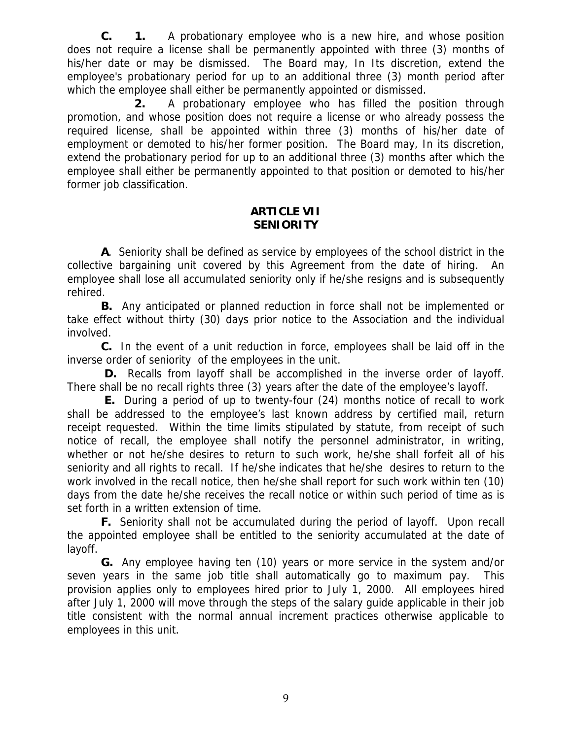**C. 1.** A probationary employee who is a new hire, and whose position does not require a license shall be permanently appointed with three (3) months of his/her date or may be dismissed. The Board may, In Its discretion, extend the employee's probationary period for up to an additional three (3) month period after which the employee shall either be permanently appointed or dismissed.

**2.** A probationary employee who has filled the position through promotion, and whose position does not require a license or who already possess the required license, shall be appointed within three (3) months of his/her date of employment or demoted to his/her former position. The Board may, In its discretion, extend the probationary period for up to an additional three (3) months after which the employee shall either be permanently appointed to that position or demoted to his/her former job classification.

## ARTICLE VII
## SENIORITY

**A**. Seniority shall be defined as service by employees of the school district in the collective bargaining unit covered by this Agreement from the date of hiring. An employee shall lose all accumulated seniority only if he/she resigns and is subsequently rehired.

**B.** Any anticipated or planned reduction in force shall not be implemented or take effect without thirty (30) days prior notice to the Association and the individual involved.

**C.** In the event of a unit reduction in force, employees shall be laid off in the inverse order of seniority of the employees in the unit.

**D.** Recalls from layoff shall be accomplished in the inverse order of layoff. There shall be no recall rights three (3) years after the date of the employee's layoff.

**E.** During a period of up to twenty-four (24) months notice of recall to work shall be addressed to the employee's last known address by certified mail, return receipt requested. Within the time limits stipulated by statute, from receipt of such notice of recall, the employee shall notify the personnel administrator, in writing, whether or not he/she desires to return to such work, he/she shall forfeit all of his seniority and all rights to recall. If he/she indicates that he/she desires to return to the work involved in the recall notice, then he/she shall report for such work within ten (10) days from the date he/she receives the recall notice or within such period of time as is set forth in a written extension of time.

**F.** Seniority shall not be accumulated during the period of layoff. Upon recall the appointed employee shall be entitled to the seniority accumulated at the date of layoff.

**G.** Any employee having ten (10) years or more service in the system and/or seven years in the same job title shall automatically go to maximum pay. This provision applies only to employees hired prior to July 1, 2000. All employees hired after July 1, 2000 will move through the steps of the salary guide applicable in their job title consistent with the normal annual increment practices otherwise applicable to employees in this unit.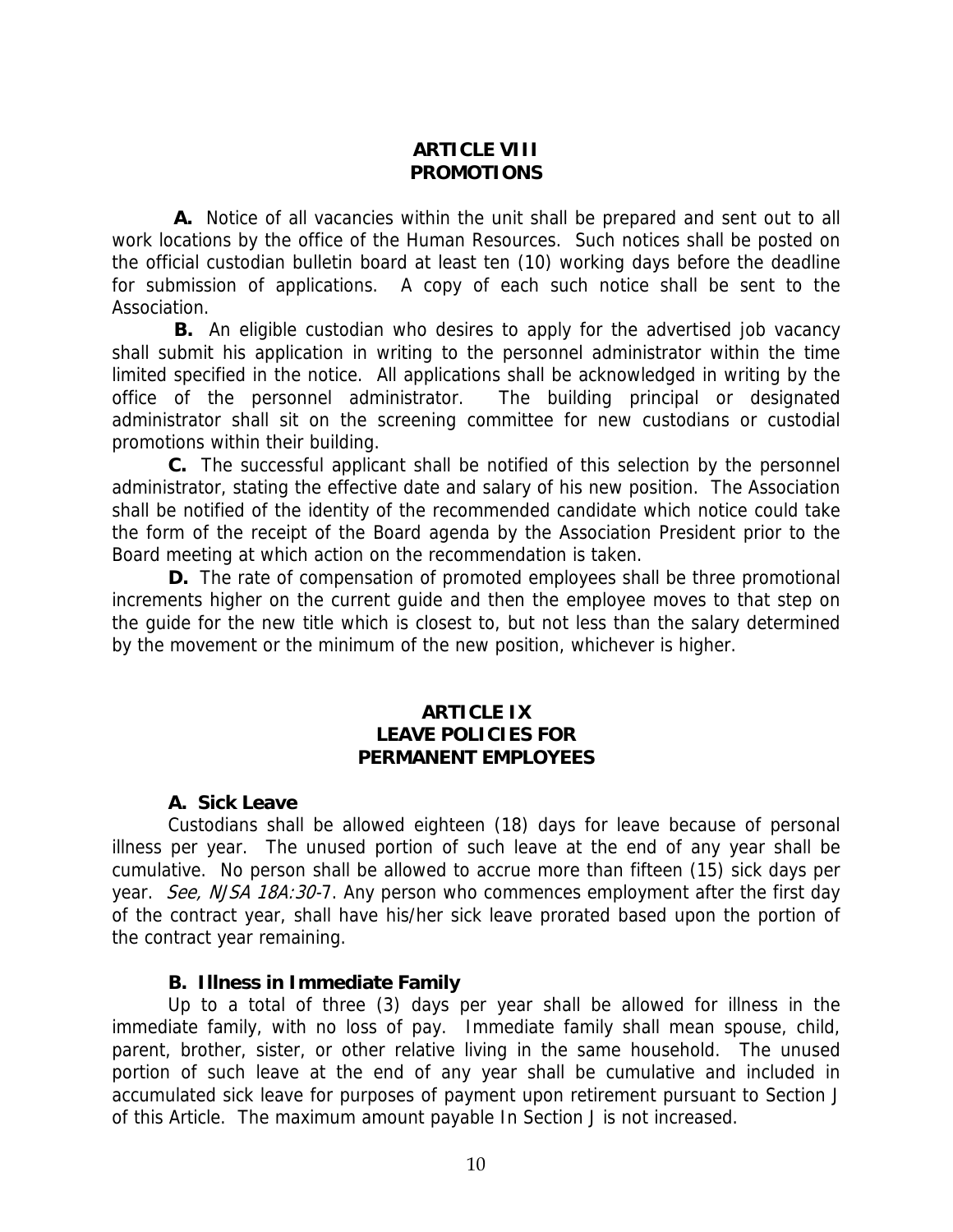## ARTICLE VIII
## PROMOTIONS

**A.** Notice of all vacancies within the unit shall be prepared and sent out to all work locations by the office of the Human Resources. Such notices shall be posted on the official custodian bulletin board at least ten (10) working days before the deadline for submission of applications. A copy of each such notice shall be sent to the Association.

**B.** An eligible custodian who desires to apply for the advertised job vacancy shall submit his application in writing to the personnel administrator within the time limited specified in the notice. All applications shall be acknowledged in writing by the office of the personnel administrator. The building principal or designated administrator shall sit on the screening committee for new custodians or custodial promotions within their building.

**C.** The successful applicant shall be notified of this selection by the personnel administrator, stating the effective date and salary of his new position. The Association shall be notified of the identity of the recommended candidate which notice could take the form of the receipt of the Board agenda by the Association President prior to the Board meeting at which action on the recommendation is taken.

**D.** The rate of compensation of promoted employees shall be three promotional increments higher on the current guide and then the employee moves to that step on the guide for the new title which is closest to, but not less than the salary determined by the movement or the minimum of the new position, whichever is higher.

## ARTICLE IX
## LEAVE POLICIES FOR PERMANENT EMPLOYEES

### A. Sick Leave

Custodians shall be allowed eighteen (18) days for leave because of personal illness per year. The unused portion of such leave at the end of any year shall be cumulative. No person shall be allowed to accrue more than fifteen (15) sick days per year. *See, NJSA 18A:30*-7. Any person who commences employment after the first day of the contract year, shall have his/her sick leave prorated based upon the portion of the contract year remaining.

### B. Illness in Immediate Family

Up to a total of three (3) days per year shall be allowed for illness in the immediate family, with no loss of pay. Immediate family shall mean spouse, child, parent, brother, sister, or other relative living in the same household. The unused portion of such leave at the end of any year shall be cumulative and included in accumulated sick leave for purposes of payment upon retirement pursuant to Section J of this Article. The maximum amount payable In Section J is not increased.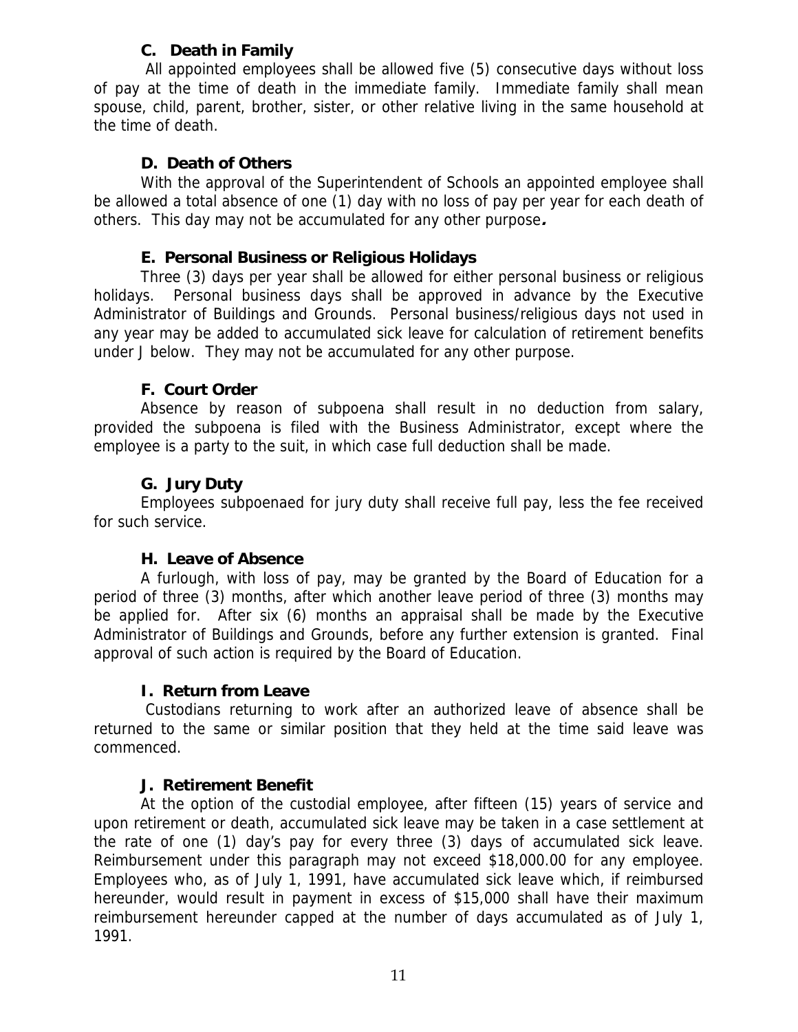### C. Death in Family

All appointed employees shall be allowed five (5) consecutive days without loss of pay at the time of death in the immediate family. Immediate family shall mean spouse, child, parent, brother, sister, or other relative living in the same household at the time of death.

### D. Death of Others

With the approval of the Superintendent of Schools an appointed employee shall be allowed a total absence of one (1) day with no loss of pay per year for each death of others. This day may not be accumulated for any other purpose.

### E. Personal Business or Religious Holidays

Three (3) days per year shall be allowed for either personal business or religious holidays. Personal business days shall be approved in advance by the Executive Administrator of Buildings and Grounds. Personal business/religious days not used in any year may be added to accumulated sick leave for calculation of retirement benefits under J below. They may not be accumulated for any other purpose.

### F. Court Order

Absence by reason of subpoena shall result in no deduction from salary, provided the subpoena is filed with the Business Administrator, except where the employee is a party to the suit, in which case full deduction shall be made.

### G. Jury Duty

Employees subpoenaed for jury duty shall receive full pay, less the fee received for such service.

### H. Leave of Absence

A furlough, with loss of pay, may be granted by the Board of Education for a period of three (3) months, after which another leave period of three (3) months may be applied for. After six (6) months an appraisal shall be made by the Executive Administrator of Buildings and Grounds, before any further extension is granted. Final approval of such action is required by the Board of Education.

### I. Return from Leave

Custodians returning to work after an authorized leave of absence shall be returned to the same or similar position that they held at the time said leave was commenced.

### J. Retirement Benefit

At the option of the custodial employee, after fifteen (15) years of service and upon retirement or death, accumulated sick leave may be taken in a case settlement at the rate of one (1) day's pay for every three (3) days of accumulated sick leave. Reimbursement under this paragraph may not exceed $18,000.00 for any employee. Employees who, as of July 1, 1991, have accumulated sick leave which, if reimbursed hereunder, would result in payment in excess of $15,000 shall have their maximum reimbursement hereunder capped at the number of days accumulated as of July 1, 1991.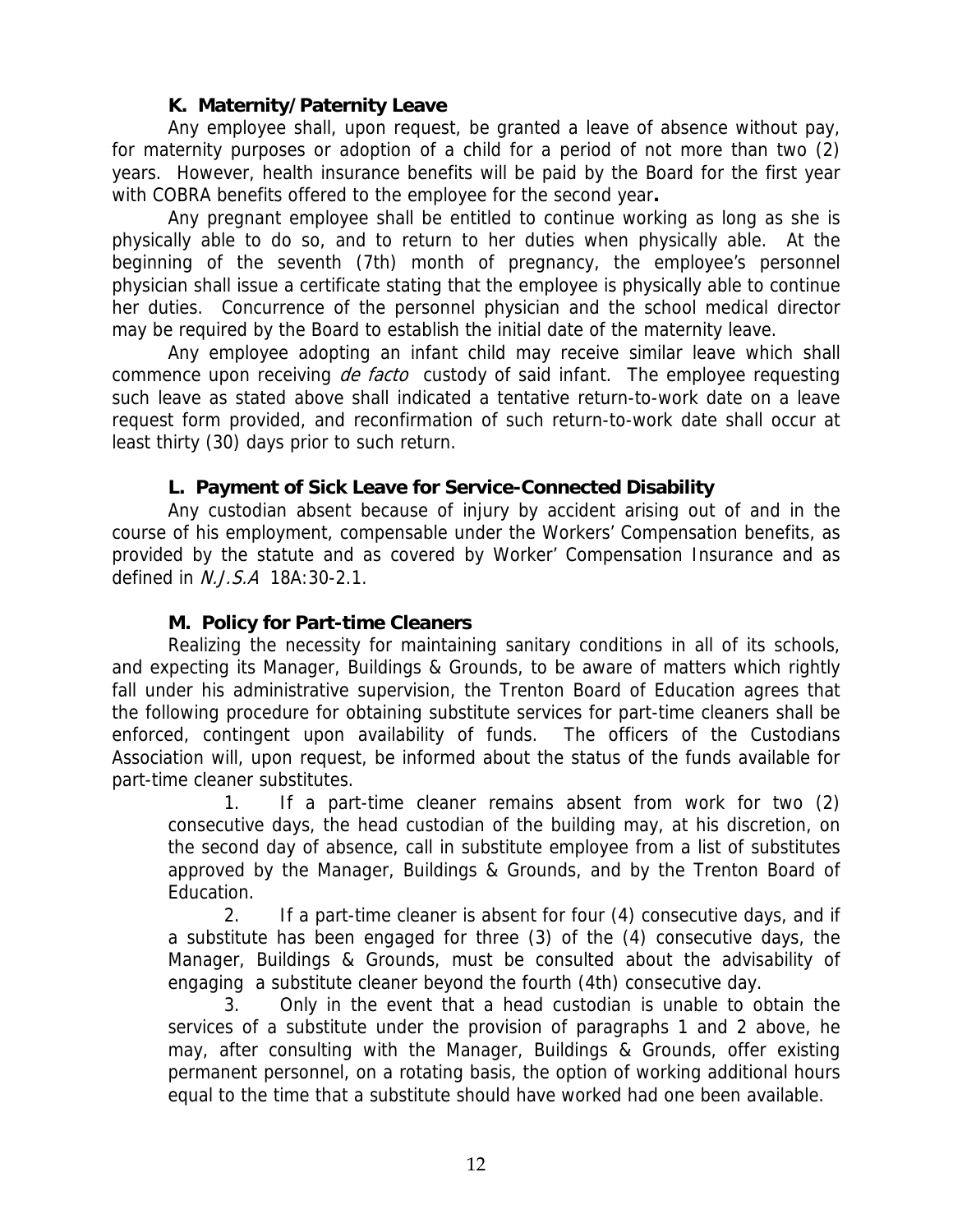### K. Maternity/Paternity Leave

Any employee shall, upon request, be granted a leave of absence without pay, for maternity purposes or adoption of a child for a period of not more than two (2) years. However, health insurance benefits will be paid by the Board for the first year with COBRA benefits offered to the employee for the second year**.**

Any pregnant employee shall be entitled to continue working as long as she is physically able to do so, and to return to her duties when physically able. At the beginning of the seventh (7th) month of pregnancy, the employee's personnel physician shall issue a certificate stating that the employee is physically able to continue her duties. Concurrence of the personnel physician and the school medical director may be required by the Board to establish the initial date of the maternity leave.

Any employee adopting an infant child may receive similar leave which shall commence upon receiving *de facto* custody of said infant. The employee requesting such leave as stated above shall indicated a tentative return-to-work date on a leave request form provided, and reconfirmation of such return-to-work date shall occur at least thirty (30) days prior to such return.

### L. Payment of Sick Leave for Service-Connected Disability

Any custodian absent because of injury by accident arising out of and in the course of his employment, compensable under the Workers' Compensation benefits, as provided by the statute and as covered by Worker' Compensation Insurance and as defined in *N.J.S.A* 18A:30-2.1.

### M. Policy for Part-time Cleaners

Realizing the necessity for maintaining sanitary conditions in all of its schools, and expecting its Manager, Buildings & Grounds, to be aware of matters which rightly fall under his administrative supervision, the Trenton Board of Education agrees that the following procedure for obtaining substitute services for part-time cleaners shall be enforced, contingent upon availability of funds. The officers of the Custodians Association will, upon request, be informed about the status of the funds available for part-time cleaner substitutes.

1. If a part-time cleaner remains absent from work for two (2) consecutive days, the head custodian of the building may, at his discretion, on the second day of absence, call in substitute employee from a list of substitutes approved by the Manager, Buildings & Grounds, and by the Trenton Board of Education.

2. If a part-time cleaner is absent for four (4) consecutive days, and if a substitute has been engaged for three (3) of the (4) consecutive days, the Manager, Buildings & Grounds, must be consulted about the advisability of engaging a substitute cleaner beyond the fourth (4th) consecutive day.

3. Only in the event that a head custodian is unable to obtain the services of a substitute under the provision of paragraphs 1 and 2 above, he may, after consulting with the Manager, Buildings & Grounds, offer existing permanent personnel, on a rotating basis, the option of working additional hours equal to the time that a substitute should have worked had one been available.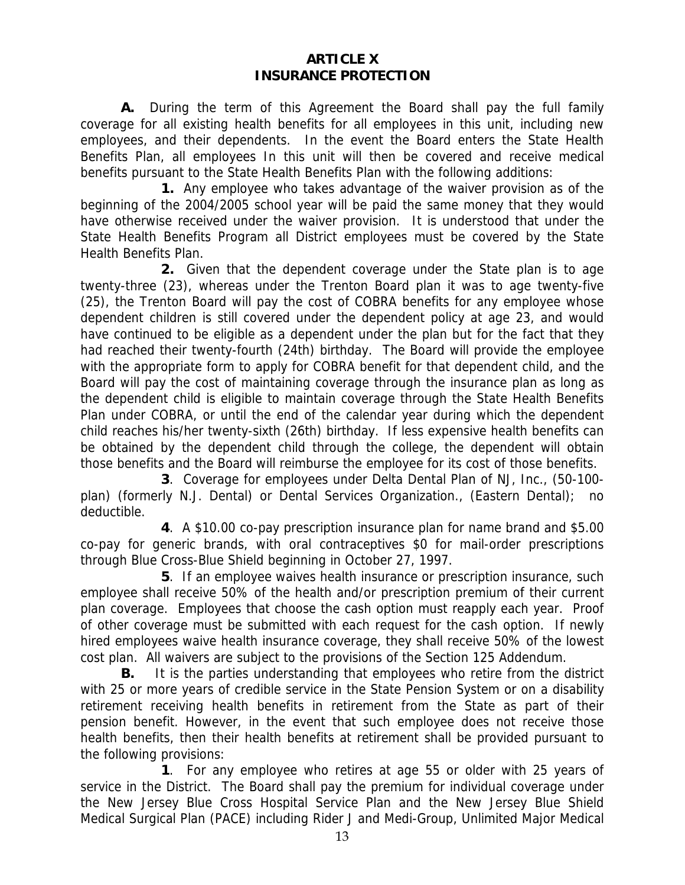# ARTICLE X
# INSURANCE PROTECTION

**A.** During the term of this Agreement the Board shall pay the full family coverage for all existing health benefits for all employees in this unit, including new employees, and their dependents. In the event the Board enters the State Health Benefits Plan, all employees In this unit will then be covered and receive medical benefits pursuant to the State Health Benefits Plan with the following additions:

**1.** Any employee who takes advantage of the waiver provision as of the beginning of the 2004/2005 school year will be paid the same money that they would have otherwise received under the waiver provision. It is understood that under the State Health Benefits Program all District employees must be covered by the State Health Benefits Plan.

**2.** Given that the dependent coverage under the State plan is to age twenty-three (23), whereas under the Trenton Board plan it was to age twenty-five (25), the Trenton Board will pay the cost of COBRA benefits for any employee whose dependent children is still covered under the dependent policy at age 23, and would have continued to be eligible as a dependent under the plan but for the fact that they had reached their twenty-fourth (24th) birthday. The Board will provide the employee with the appropriate form to apply for COBRA benefit for that dependent child, and the Board will pay the cost of maintaining coverage through the insurance plan as long as the dependent child is eligible to maintain coverage through the State Health Benefits Plan under COBRA, or until the end of the calendar year during which the dependent child reaches his/her twenty-sixth (26th) birthday. If less expensive health benefits can be obtained by the dependent child through the college, the dependent will obtain those benefits and the Board will reimburse the employee for its cost of those benefits.

**3**. Coverage for employees under Delta Dental Plan of NJ, Inc., (50-100-plan) (formerly N.J. Dental) or Dental Services Organization., (Eastern Dental); no deductible.

**4**. A $10.00 co-pay prescription insurance plan for name brand and $5.00 co-pay for generic brands, with oral contraceptives $0 for mail-order prescriptions through Blue Cross-Blue Shield beginning in October 27, 1997.

**5**. If an employee waives health insurance or prescription insurance, such employee shall receive 50% of the health and/or prescription premium of their current plan coverage. Employees that choose the cash option must reapply each year. Proof of other coverage must be submitted with each request for the cash option. If newly hired employees waive health insurance coverage, they shall receive 50% of the lowest cost plan. All waivers are subject to the provisions of the Section 125 Addendum.

**B.** It is the parties understanding that employees who retire from the district with 25 or more years of credible service in the State Pension System or on a disability retirement receiving health benefits in retirement from the State as part of their pension benefit. However, in the event that such employee does not receive those health benefits, then their health benefits at retirement shall be provided pursuant to the following provisions:

**1**. For any employee who retires at age 55 or older with 25 years of service in the District. The Board shall pay the premium for individual coverage under the New Jersey Blue Cross Hospital Service Plan and the New Jersey Blue Shield Medical Surgical Plan (PACE) including Rider J and Medi-Group, Unlimited Major Medical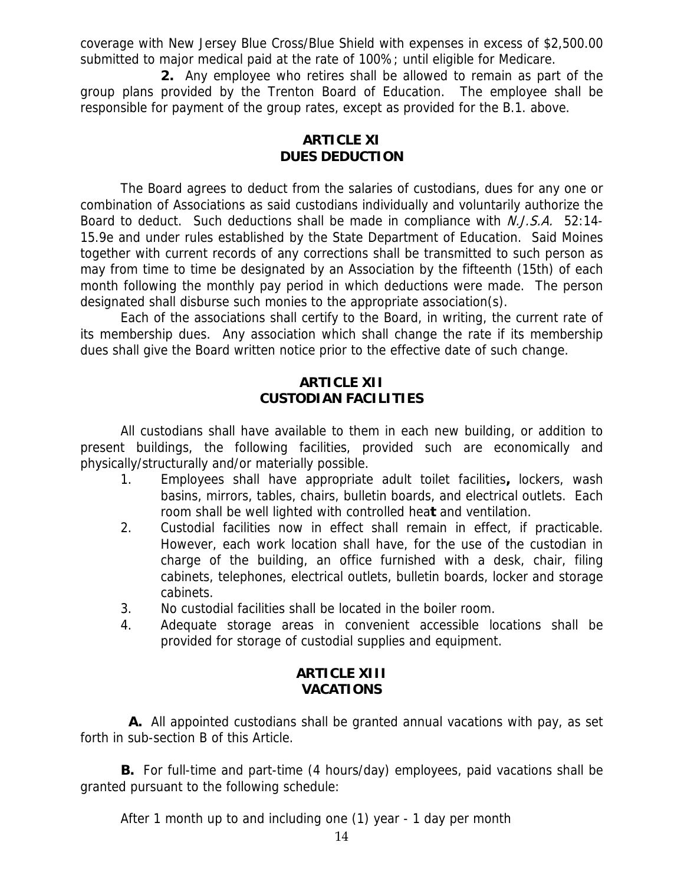coverage with New Jersey Blue Cross/Blue Shield with expenses in excess of $2,500.00 submitted to major medical paid at the rate of 100%; until eligible for Medicare.

**2.** Any employee who retires shall be allowed to remain as part of the group plans provided by the Trenton Board of Education. The employee shall be responsible for payment of the group rates, except as provided for the B.1. above.

## ARTICLE XI
## DUES DEDUCTION

The Board agrees to deduct from the salaries of custodians, dues for any one or combination of Associations as said custodians individually and voluntarily authorize the Board to deduct. Such deductions shall be made in compliance with *N.J.S.A.* 52:14-15.9e and under rules established by the State Department of Education. Said Moines together with current records of any corrections shall be transmitted to such person as may from time to time be designated by an Association by the fifteenth (15th) of each month following the monthly pay period in which deductions were made. The person designated shall disburse such monies to the appropriate association(s).

Each of the associations shall certify to the Board, in writing, the current rate of its membership dues. Any association which shall change the rate if its membership dues shall give the Board written notice prior to the effective date of such change.

## ARTICLE XII
## CUSTODIAN FACILITIES

All custodians shall have available to them in each new building, or addition to present buildings, the following facilities, provided such are economically and physically/structurally and/or materially possible.

1. Employees shall have appropriate adult toilet facilities**,** lockers, wash basins, mirrors, tables, chairs, bulletin boards, and electrical outlets. Each room shall be well lighted with controlled hea**t** and ventilation.
2. Custodial facilities now in effect shall remain in effect, if practicable. However, each work location shall have, for the use of the custodian in charge of the building, an office furnished with a desk, chair, filing cabinets, telephones, electrical outlets, bulletin boards, locker and storage cabinets.
3. No custodial facilities shall be located in the boiler room.
4. Adequate storage areas in convenient accessible locations shall be provided for storage of custodial supplies and equipment.

## ARTICLE XIII
## VACATIONS

**A.** All appointed custodians shall be granted annual vacations with pay, as set forth in sub-section B of this Article.

**B.** For full-time and part-time (4 hours/day) employees, paid vacations shall be granted pursuant to the following schedule:

After 1 month up to and including one (1) year - 1 day per month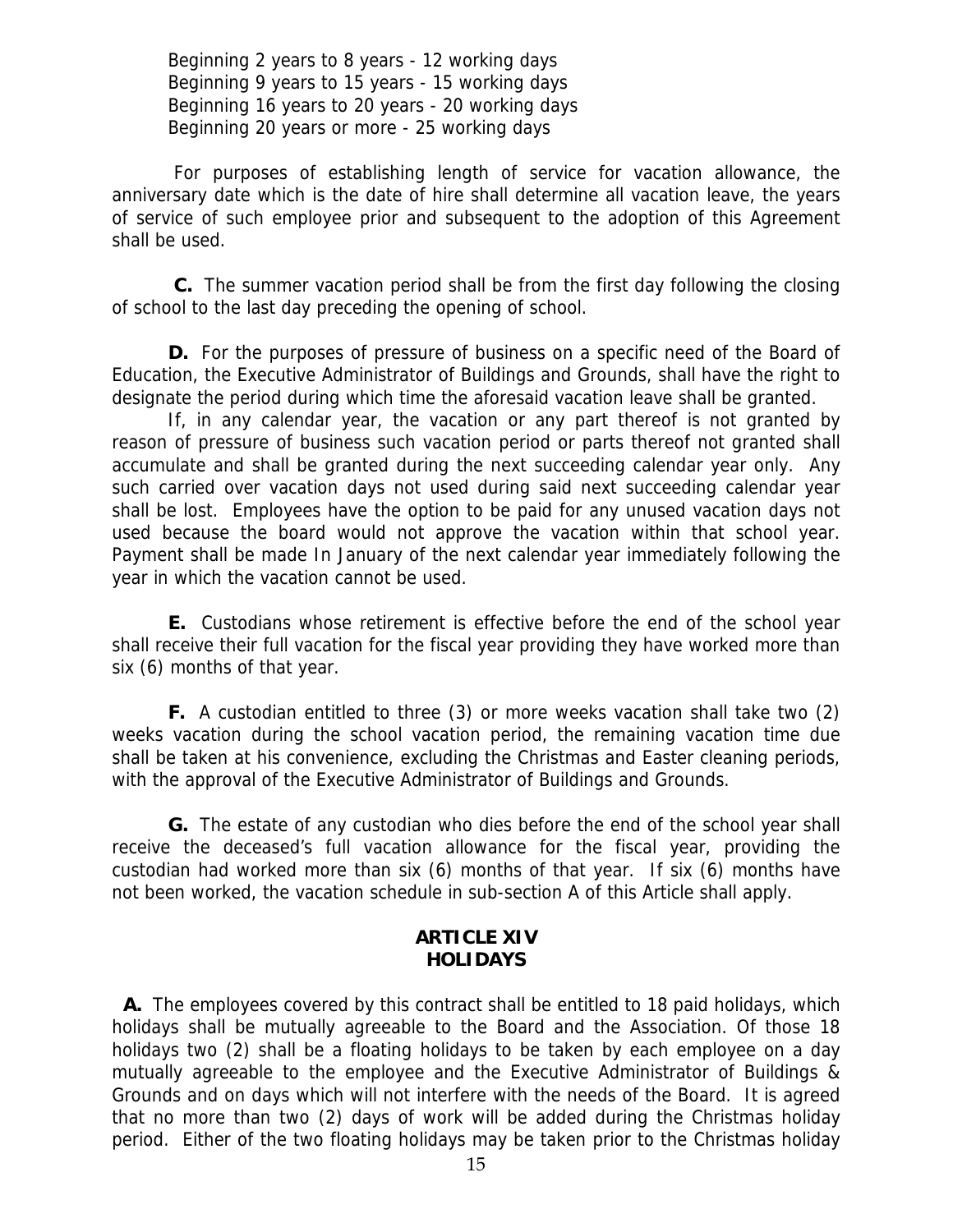Beginning 2 years to 8 years - 12 working days
Beginning 9 years to 15 years - 15 working days
Beginning 16 years to 20 years - 20 working days
Beginning 20 years or more - 25 working days

For purposes of establishing length of service for vacation allowance, the anniversary date which is the date of hire shall determine all vacation leave, the years of service of such employee prior and subsequent to the adoption of this Agreement shall be used.

**C.** The summer vacation period shall be from the first day following the closing of school to the last day preceding the opening of school.

**D.** For the purposes of pressure of business on a specific need of the Board of Education, the Executive Administrator of Buildings and Grounds, shall have the right to designate the period during which time the aforesaid vacation leave shall be granted.

If, in any calendar year, the vacation or any part thereof is not granted by reason of pressure of business such vacation period or parts thereof not granted shall accumulate and shall be granted during the next succeeding calendar year only. Any such carried over vacation days not used during said next succeeding calendar year shall be lost. Employees have the option to be paid for any unused vacation days not used because the board would not approve the vacation within that school year. Payment shall be made In January of the next calendar year immediately following the year in which the vacation cannot be used.

**E.** Custodians whose retirement is effective before the end of the school year shall receive their full vacation for the fiscal year providing they have worked more than six (6) months of that year.

**F.** A custodian entitled to three (3) or more weeks vacation shall take two (2) weeks vacation during the school vacation period, the remaining vacation time due shall be taken at his convenience, excluding the Christmas and Easter cleaning periods, with the approval of the Executive Administrator of Buildings and Grounds.

**G.** The estate of any custodian who dies before the end of the school year shall receive the deceased's full vacation allowance for the fiscal year, providing the custodian had worked more than six (6) months of that year. If six (6) months have not been worked, the vacation schedule in sub-section A of this Article shall apply.

## ARTICLE XIV
## HOLIDAYS

**A.** The employees covered by this contract shall be entitled to 18 paid holidays, which holidays shall be mutually agreeable to the Board and the Association. Of those 18 holidays two (2) shall be a floating holidays to be taken by each employee on a day mutually agreeable to the employee and the Executive Administrator of Buildings & Grounds and on days which will not interfere with the needs of the Board. It is agreed that no more than two (2) days of work will be added during the Christmas holiday period. Either of the two floating holidays may be taken prior to the Christmas holiday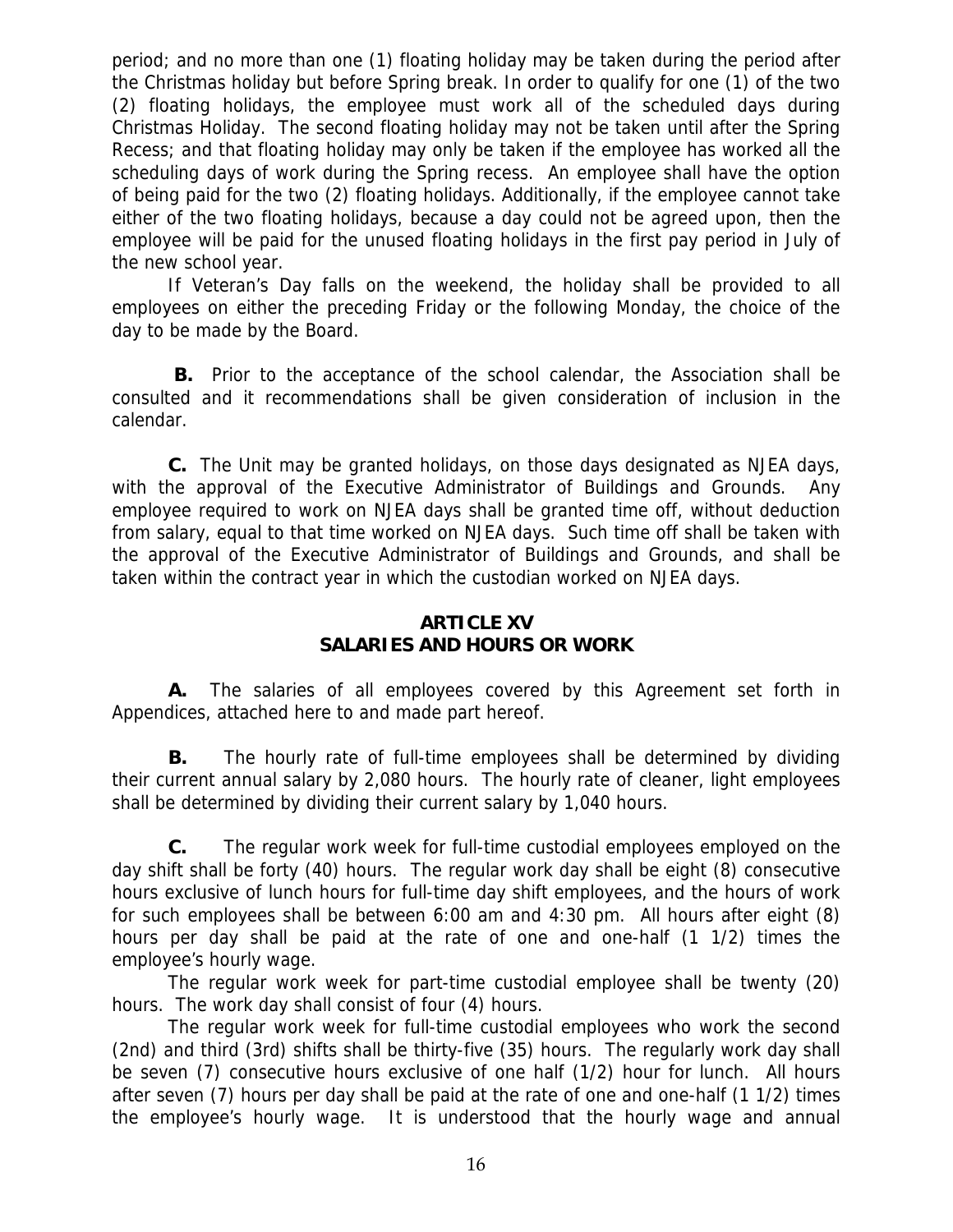period; and no more than one (1) floating holiday may be taken during the period after the Christmas holiday but before Spring break. In order to qualify for one (1) of the two (2) floating holidays, the employee must work all of the scheduled days during Christmas Holiday. The second floating holiday may not be taken until after the Spring Recess; and that floating holiday may only be taken if the employee has worked all the scheduling days of work during the Spring recess. An employee shall have the option of being paid for the two (2) floating holidays. Additionally, if the employee cannot take either of the two floating holidays, because a day could not be agreed upon, then the employee will be paid for the unused floating holidays in the first pay period in July of the new school year.

If Veteran's Day falls on the weekend, the holiday shall be provided to all employees on either the preceding Friday or the following Monday, the choice of the day to be made by the Board.

**B.** Prior to the acceptance of the school calendar, the Association shall be consulted and it recommendations shall be given consideration of inclusion in the calendar.

**C.** The Unit may be granted holidays, on those days designated as NJEA days, with the approval of the Executive Administrator of Buildings and Grounds. Any employee required to work on NJEA days shall be granted time off, without deduction from salary, equal to that time worked on NJEA days. Such time off shall be taken with the approval of the Executive Administrator of Buildings and Grounds, and shall be taken within the contract year in which the custodian worked on NJEA days.

## ARTICLE XV
## SALARIES AND HOURS OR WORK

**A.** The salaries of all employees covered by this Agreement set forth in Appendices, attached here to and made part hereof.

**B.** The hourly rate of full-time employees shall be determined by dividing their current annual salary by 2,080 hours. The hourly rate of cleaner, light employees shall be determined by dividing their current salary by 1,040 hours.

**C.** The regular work week for full-time custodial employees employed on the day shift shall be forty (40) hours. The regular work day shall be eight (8) consecutive hours exclusive of lunch hours for full-time day shift employees, and the hours of work for such employees shall be between 6:00 am and 4:30 pm. All hours after eight (8) hours per day shall be paid at the rate of one and one-half (1 1/2) times the employee's hourly wage.

The regular work week for part-time custodial employee shall be twenty (20) hours. The work day shall consist of four (4) hours.

The regular work week for full-time custodial employees who work the second (2nd) and third (3rd) shifts shall be thirty-five (35) hours. The regularly work day shall be seven (7) consecutive hours exclusive of one half (1/2) hour for lunch. All hours after seven (7) hours per day shall be paid at the rate of one and one-half (1 1/2) times the employee's hourly wage. It is understood that the hourly wage and annual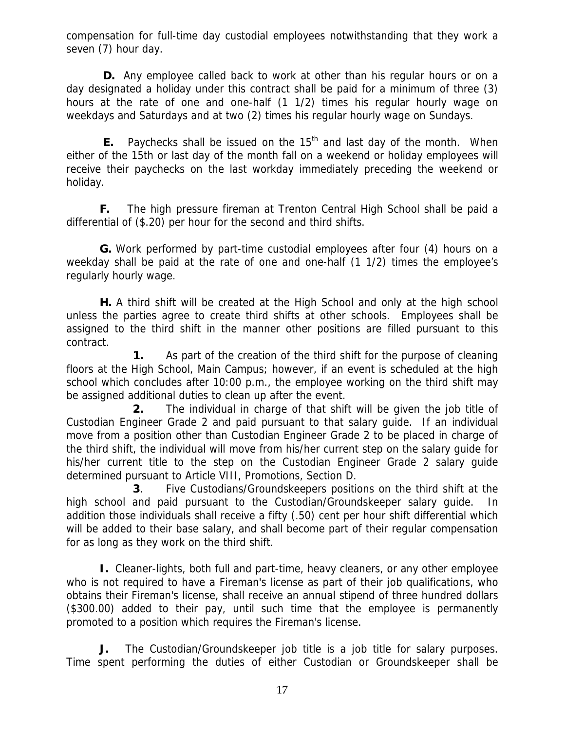compensation for full-time day custodial employees notwithstanding that they work a seven (7) hour day.

**D.** Any employee called back to work at other than his regular hours or on a day designated a holiday under this contract shall be paid for a minimum of three (3) hours at the rate of one and one-half (1 1/2) times his regular hourly wage on weekdays and Saturdays and at two (2) times his regular hourly wage on Sundays.

**E.** Paychecks shall be issued on the 15th and last day of the month. When either of the 15th or last day of the month fall on a weekend or holiday employees will receive their paychecks on the last workday immediately preceding the weekend or holiday.

**F.** The high pressure fireman at Trenton Central High School shall be paid a differential of ($.20) per hour for the second and third shifts.

**G.** Work performed by part-time custodial employees after four (4) hours on a weekday shall be paid at the rate of one and one-half (1 1/2) times the employee's regularly hourly wage.

**H.** A third shift will be created at the High School and only at the high school unless the parties agree to create third shifts at other schools. Employees shall be assigned to the third shift in the manner other positions are filled pursuant to this contract.

**1.** As part of the creation of the third shift for the purpose of cleaning floors at the High School, Main Campus; however, if an event is scheduled at the high school which concludes after 10:00 p.m., the employee working on the third shift may be assigned additional duties to clean up after the event.

**2.** The individual in charge of that shift will be given the job title of Custodian Engineer Grade 2 and paid pursuant to that salary guide. If an individual move from a position other than Custodian Engineer Grade 2 to be placed in charge of the third shift, the individual will move from his/her current step on the salary guide for his/her current title to the step on the Custodian Engineer Grade 2 salary guide determined pursuant to Article VIII, Promotions, Section D.

**3**. Five Custodians/Groundskeepers positions on the third shift at the high school and paid pursuant to the Custodian/Groundskeeper salary guide. In addition those individuals shall receive a fifty (.50) cent per hour shift differential which will be added to their base salary, and shall become part of their regular compensation for as long as they work on the third shift.

**I.** Cleaner-lights, both full and part-time, heavy cleaners, or any other employee who is not required to have a Fireman's license as part of their job qualifications, who obtains their Fireman's license, shall receive an annual stipend of three hundred dollars ($300.00) added to their pay, until such time that the employee is permanently promoted to a position which requires the Fireman's license.

**J.** The Custodian/Groundskeeper job title is a job title for salary purposes. Time spent performing the duties of either Custodian or Groundskeeper shall be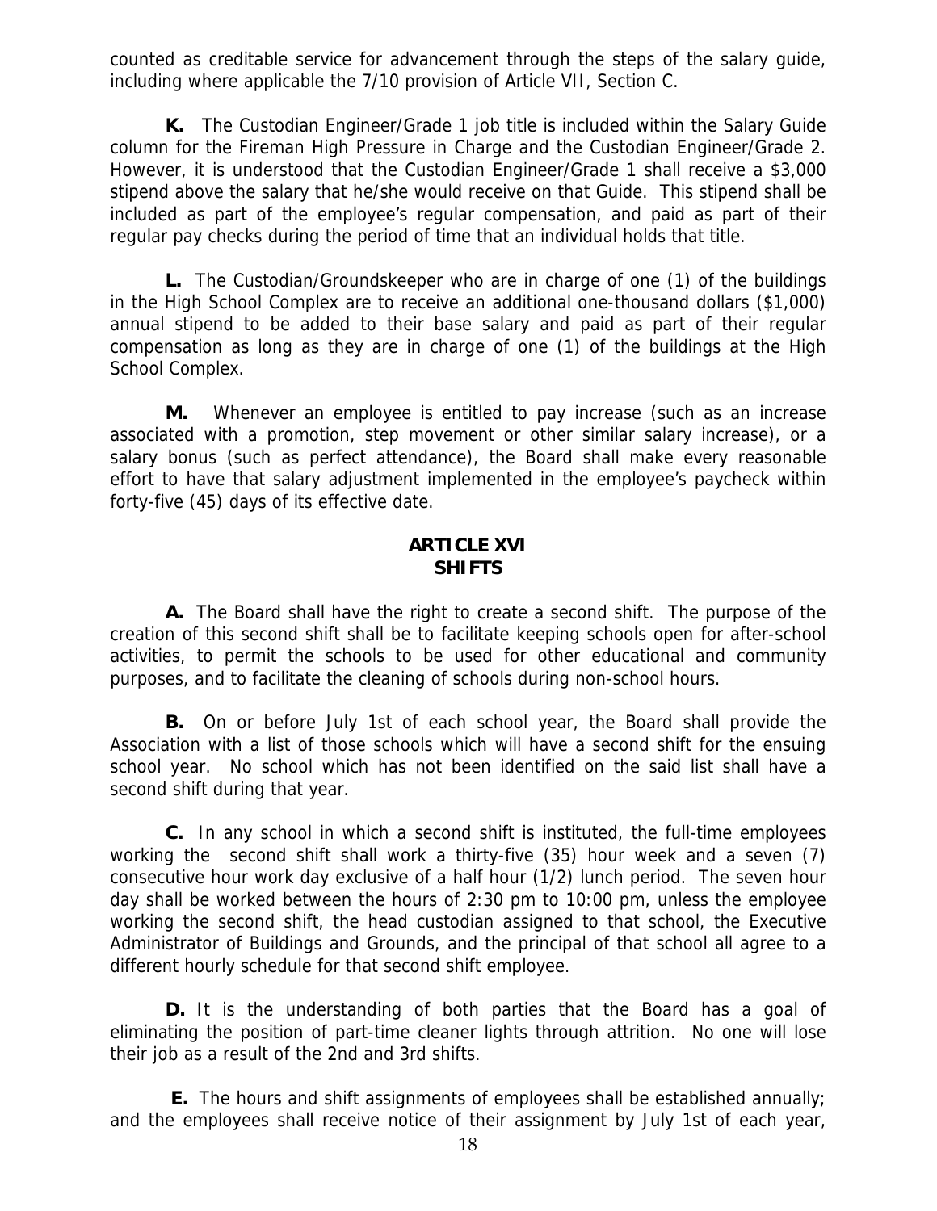counted as creditable service for advancement through the steps of the salary guide, including where applicable the 7/10 provision of Article VII, Section C.

**K.** The Custodian Engineer/Grade 1 job title is included within the Salary Guide column for the Fireman High Pressure in Charge and the Custodian Engineer/Grade 2. However, it is understood that the Custodian Engineer/Grade 1 shall receive a $3,000 stipend above the salary that he/she would receive on that Guide. This stipend shall be included as part of the employee's regular compensation, and paid as part of their regular pay checks during the period of time that an individual holds that title.

**L.** The Custodian/Groundskeeper who are in charge of one (1) of the buildings in the High School Complex are to receive an additional one-thousand dollars ($1,000) annual stipend to be added to their base salary and paid as part of their regular compensation as long as they are in charge of one (1) of the buildings at the High School Complex.

**M.** Whenever an employee is entitled to pay increase (such as an increase associated with a promotion, step movement or other similar salary increase), or a salary bonus (such as perfect attendance), the Board shall make every reasonable effort to have that salary adjustment implemented in the employee's paycheck within forty-five (45) days of its effective date.

## ARTICLE XVI
## SHIFTS

**A.** The Board shall have the right to create a second shift. The purpose of the creation of this second shift shall be to facilitate keeping schools open for after-school activities, to permit the schools to be used for other educational and community purposes, and to facilitate the cleaning of schools during non-school hours.

**B.** On or before July 1st of each school year, the Board shall provide the Association with a list of those schools which will have a second shift for the ensuing school year. No school which has not been identified on the said list shall have a second shift during that year.

**C.** In any school in which a second shift is instituted, the full-time employees working the second shift shall work a thirty-five (35) hour week and a seven (7) consecutive hour work day exclusive of a half hour (1/2) lunch period. The seven hour day shall be worked between the hours of 2:30 pm to 10:00 pm, unless the employee working the second shift, the head custodian assigned to that school, the Executive Administrator of Buildings and Grounds, and the principal of that school all agree to a different hourly schedule for that second shift employee.

**D.** It is the understanding of both parties that the Board has a goal of eliminating the position of part-time cleaner lights through attrition. No one will lose their job as a result of the 2nd and 3rd shifts.

**E.** The hours and shift assignments of employees shall be established annually; and the employees shall receive notice of their assignment by July 1st of each year,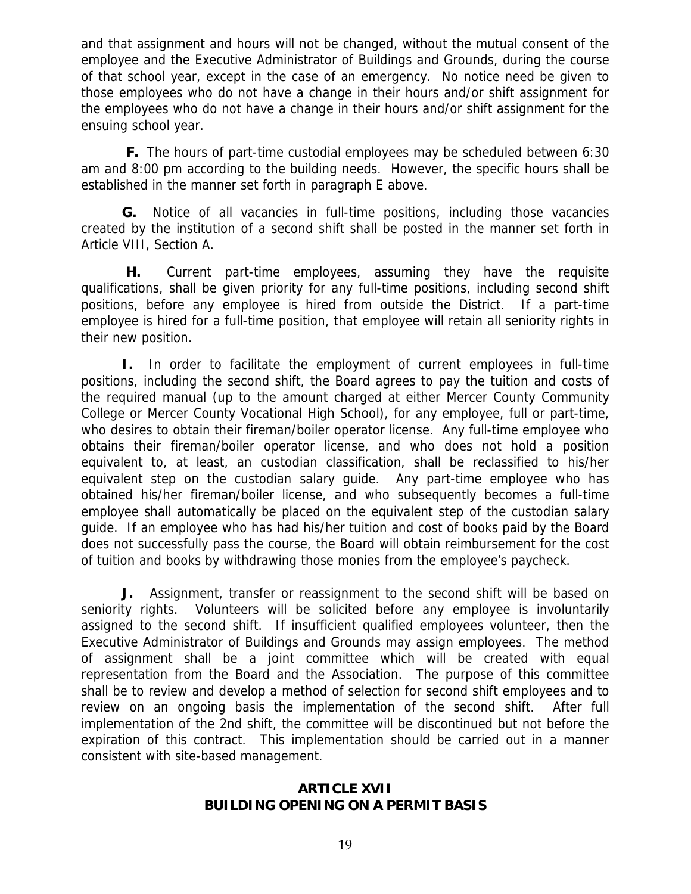and that assignment and hours will not be changed, without the mutual consent of the employee and the Executive Administrator of Buildings and Grounds, during the course of that school year, except in the case of an emergency. No notice need be given to those employees who do not have a change in their hours and/or shift assignment for the employees who do not have a change in their hours and/or shift assignment for the ensuing school year.

**F.** The hours of part-time custodial employees may be scheduled between 6:30 am and 8:00 pm according to the building needs. However, the specific hours shall be established in the manner set forth in paragraph E above.

**G.** Notice of all vacancies in full-time positions, including those vacancies created by the institution of a second shift shall be posted in the manner set forth in Article VIII, Section A.

**H.** Current part-time employees, assuming they have the requisite qualifications, shall be given priority for any full-time positions, including second shift positions, before any employee is hired from outside the District. If a part-time employee is hired for a full-time position, that employee will retain all seniority rights in their new position.

**I.** In order to facilitate the employment of current employees in full-time positions, including the second shift, the Board agrees to pay the tuition and costs of the required manual (up to the amount charged at either Mercer County Community College or Mercer County Vocational High School), for any employee, full or part-time, who desires to obtain their fireman/boiler operator license. Any full-time employee who obtains their fireman/boiler operator license, and who does not hold a position equivalent to, at least, an custodian classification, shall be reclassified to his/her equivalent step on the custodian salary guide. Any part-time employee who has obtained his/her fireman/boiler license, and who subsequently becomes a full-time employee shall automatically be placed on the equivalent step of the custodian salary guide. If an employee who has had his/her tuition and cost of books paid by the Board does not successfully pass the course, the Board will obtain reimbursement for the cost of tuition and books by withdrawing those monies from the employee's paycheck.

**J.** Assignment, transfer or reassignment to the second shift will be based on seniority rights. Volunteers will be solicited before any employee is involuntarily assigned to the second shift. If insufficient qualified employees volunteer, then the Executive Administrator of Buildings and Grounds may assign employees. The method of assignment shall be a joint committee which will be created with equal representation from the Board and the Association. The purpose of this committee shall be to review and develop a method of selection for second shift employees and to review on an ongoing basis the implementation of the second shift. After full implementation of the 2nd shift, the committee will be discontinued but not before the expiration of this contract. This implementation should be carried out in a manner consistent with site-based management.

## ARTICLE XVII
## BUILDING OPENING ON A PERMIT BASIS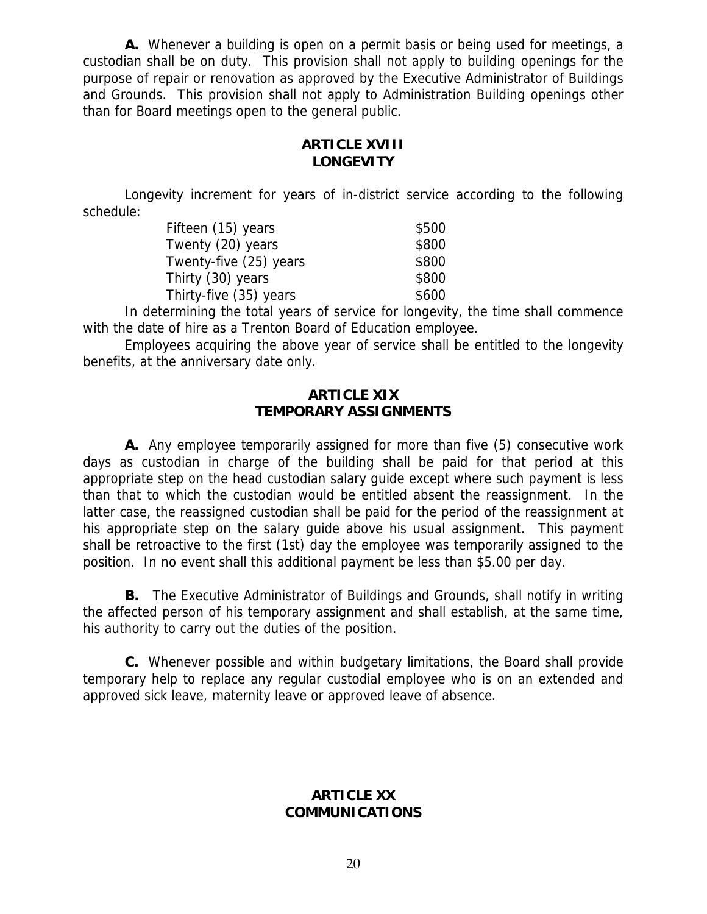**A.** Whenever a building is open on a permit basis or being used for meetings, a custodian shall be on duty. This provision shall not apply to building openings for the purpose of repair or renovation as approved by the Executive Administrator of Buildings and Grounds. This provision shall not apply to Administration Building openings other than for Board meetings open to the general public.

## ARTICLE XVIII
## LONGEVITY

Longevity increment for years of in-district service according to the following schedule:

| | |
|---|---|
| Fifteen (15) years | \$500 |
| Twenty (20) years | \$800 |
| Twenty-five (25) years | \$800 |
| Thirty (30) years | \$800 |
| Thirty-five (35) years | \$600 |

In determining the total years of service for longevity, the time shall commence with the date of hire as a Trenton Board of Education employee.

Employees acquiring the above year of service shall be entitled to the longevity benefits, at the anniversary date only.

## ARTICLE XIX
## TEMPORARY ASSIGNMENTS

**A.** Any employee temporarily assigned for more than five (5) consecutive work days as custodian in charge of the building shall be paid for that period at this appropriate step on the head custodian salary guide except where such payment is less than that to which the custodian would be entitled absent the reassignment. In the latter case, the reassigned custodian shall be paid for the period of the reassignment at his appropriate step on the salary guide above his usual assignment. This payment shall be retroactive to the first (1st) day the employee was temporarily assigned to the position. In no event shall this additional payment be less than \$5.00 per day.

**B.** The Executive Administrator of Buildings and Grounds, shall notify in writing the affected person of his temporary assignment and shall establish, at the same time, his authority to carry out the duties of the position.

**C.** Whenever possible and within budgetary limitations, the Board shall provide temporary help to replace any regular custodial employee who is on an extended and approved sick leave, maternity leave or approved leave of absence.

## ARTICLE XX
## COMMUNICATIONS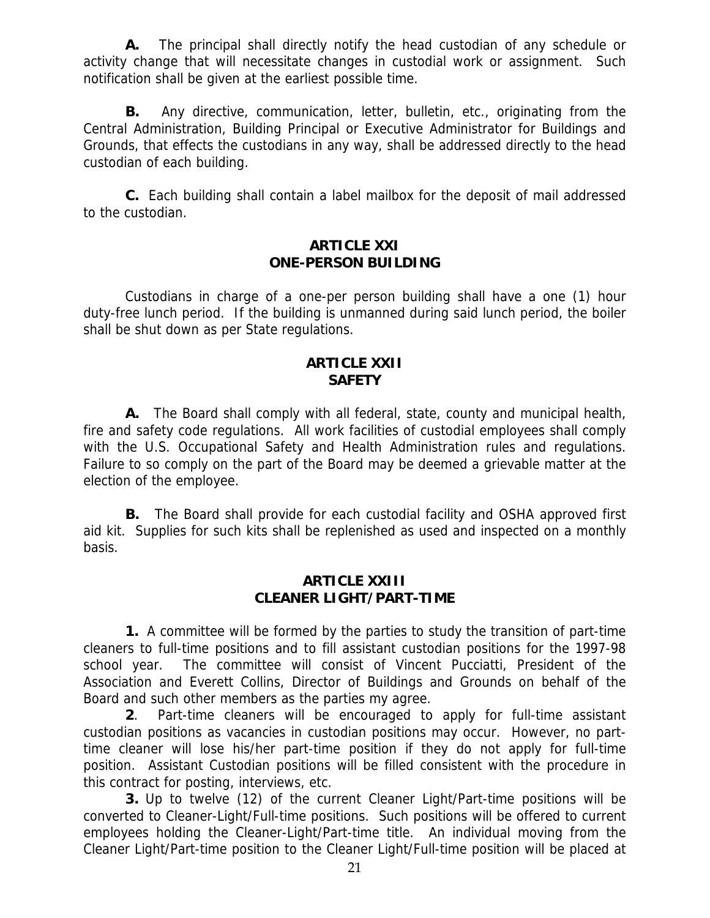**A.** The principal shall directly notify the head custodian of any schedule or activity change that will necessitate changes in custodial work or assignment. Such notification shall be given at the earliest possible time.

**B.** Any directive, communication, letter, bulletin, etc., originating from the Central Administration, Building Principal or Executive Administrator for Buildings and Grounds, that effects the custodians in any way, shall be addressed directly to the head custodian of each building.

**C.** Each building shall contain a label mailbox for the deposit of mail addressed to the custodian.

## ARTICLE XXI
## ONE-PERSON BUILDING

Custodians in charge of a one-per person building shall have a one (1) hour duty-free lunch period. If the building is unmanned during said lunch period, the boiler shall be shut down as per State regulations.

## ARTICLE XXII
## SAFETY

**A.** The Board shall comply with all federal, state, county and municipal health, fire and safety code regulations. All work facilities of custodial employees shall comply with the U.S. Occupational Safety and Health Administration rules and regulations. Failure to so comply on the part of the Board may be deemed a grievable matter at the election of the employee.

**B.** The Board shall provide for each custodial facility and OSHA approved first aid kit. Supplies for such kits shall be replenished as used and inspected on a monthly basis.

## ARTICLE XXIII
## CLEANER LIGHT/PART-TIME

**1.** A committee will be formed by the parties to study the transition of part-time cleaners to full-time positions and to fill assistant custodian positions for the 1997-98 school year. The committee will consist of Vincent Pucciatti, President of the Association and Everett Collins, Director of Buildings and Grounds on behalf of the Board and such other members as the parties my agree.

**2**. Part-time cleaners will be encouraged to apply for full-time assistant custodian positions as vacancies in custodian positions may occur. However, no part-time cleaner will lose his/her part-time position if they do not apply for full-time position. Assistant Custodian positions will be filled consistent with the procedure in this contract for posting, interviews, etc.

**3.** Up to twelve (12) of the current Cleaner Light/Part-time positions will be converted to Cleaner-Light/Full-time positions. Such positions will be offered to current employees holding the Cleaner-Light/Part-time title. An individual moving from the Cleaner Light/Part-time position to the Cleaner Light/Full-time position will be placed at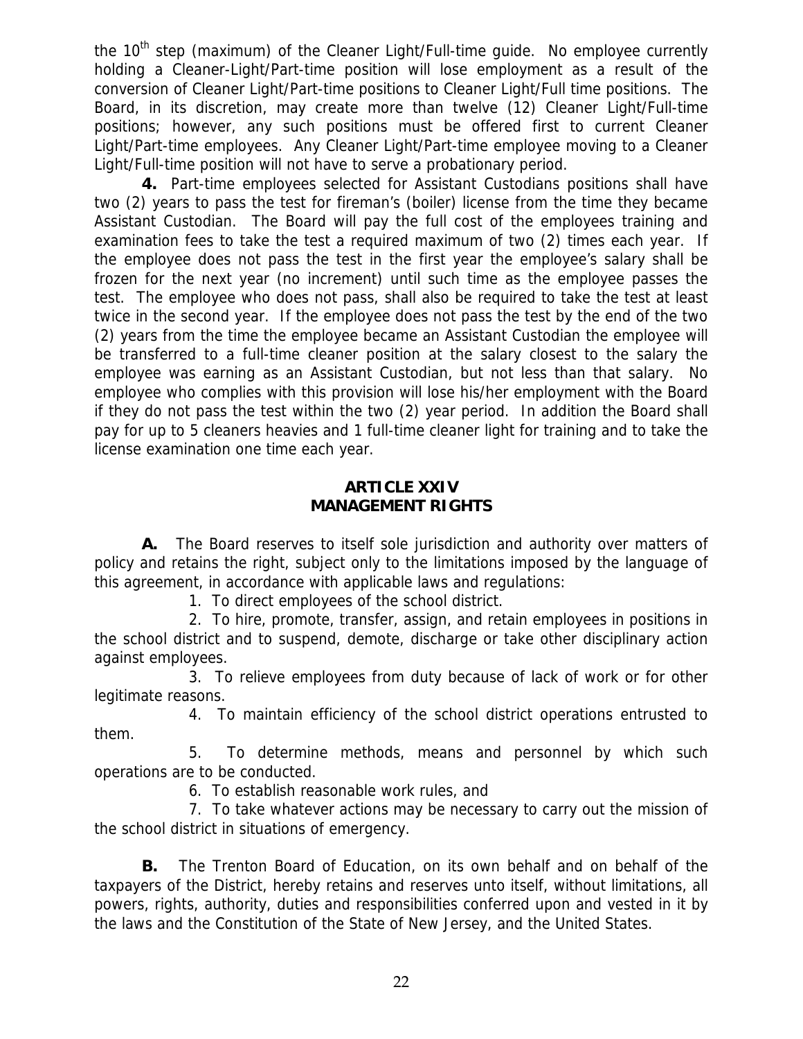the 10th step (maximum) of the Cleaner Light/Full-time guide. No employee currently holding a Cleaner-Light/Part-time position will lose employment as a result of the conversion of Cleaner Light/Part-time positions to Cleaner Light/Full time positions. The Board, in its discretion, may create more than twelve (12) Cleaner Light/Full-time positions; however, any such positions must be offered first to current Cleaner Light/Part-time employees. Any Cleaner Light/Part-time employee moving to a Cleaner Light/Full-time position will not have to serve a probationary period.

**4.** Part-time employees selected for Assistant Custodians positions shall have two (2) years to pass the test for fireman's (boiler) license from the time they became Assistant Custodian. The Board will pay the full cost of the employees training and examination fees to take the test a required maximum of two (2) times each year. If the employee does not pass the test in the first year the employee's salary shall be frozen for the next year (no increment) until such time as the employee passes the test. The employee who does not pass, shall also be required to take the test at least twice in the second year. If the employee does not pass the test by the end of the two (2) years from the time the employee became an Assistant Custodian the employee will be transferred to a full-time cleaner position at the salary closest to the salary the employee was earning as an Assistant Custodian, but not less than that salary. No employee who complies with this provision will lose his/her employment with the Board if they do not pass the test within the two (2) year period. In addition the Board shall pay for up to 5 cleaners heavies and 1 full-time cleaner light for training and to take the license examination one time each year.

## ARTICLE XXIV
## MANAGEMENT RIGHTS

**A.** The Board reserves to itself sole jurisdiction and authority over matters of policy and retains the right, subject only to the limitations imposed by the language of this agreement, in accordance with applicable laws and regulations:

1. To direct employees of the school district.
2. To hire, promote, transfer, assign, and retain employees in positions in the school district and to suspend, demote, discharge or take other disciplinary action against employees.
3. To relieve employees from duty because of lack of work or for other legitimate reasons.
4. To maintain efficiency of the school district operations entrusted to them.
5. To determine methods, means and personnel by which such operations are to be conducted.
6. To establish reasonable work rules, and
7. To take whatever actions may be necessary to carry out the mission of the school district in situations of emergency.

**B.** The Trenton Board of Education, on its own behalf and on behalf of the taxpayers of the District, hereby retains and reserves unto itself, without limitations, all powers, rights, authority, duties and responsibilities conferred upon and vested in it by the laws and the Constitution of the State of New Jersey, and the United States.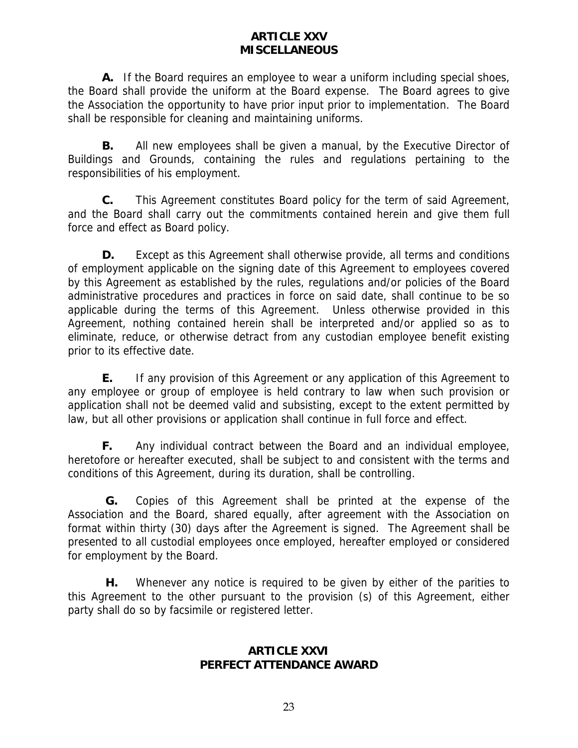## ARTICLE XXV
## MISCELLANEOUS

**A.** If the Board requires an employee to wear a uniform including special shoes, the Board shall provide the uniform at the Board expense. The Board agrees to give the Association the opportunity to have prior input prior to implementation. The Board shall be responsible for cleaning and maintaining uniforms.

**B.** All new employees shall be given a manual, by the Executive Director of Buildings and Grounds, containing the rules and regulations pertaining to the responsibilities of his employment.

**C.** This Agreement constitutes Board policy for the term of said Agreement, and the Board shall carry out the commitments contained herein and give them full force and effect as Board policy.

**D.** Except as this Agreement shall otherwise provide, all terms and conditions of employment applicable on the signing date of this Agreement to employees covered by this Agreement as established by the rules, regulations and/or policies of the Board administrative procedures and practices in force on said date, shall continue to be so applicable during the terms of this Agreement. Unless otherwise provided in this Agreement, nothing contained herein shall be interpreted and/or applied so as to eliminate, reduce, or otherwise detract from any custodian employee benefit existing prior to its effective date.

**E.** If any provision of this Agreement or any application of this Agreement to any employee or group of employee is held contrary to law when such provision or application shall not be deemed valid and subsisting, except to the extent permitted by law, but all other provisions or application shall continue in full force and effect.

**F.** Any individual contract between the Board and an individual employee, heretofore or hereafter executed, shall be subject to and consistent with the terms and conditions of this Agreement, during its duration, shall be controlling.

**G.** Copies of this Agreement shall be printed at the expense of the Association and the Board, shared equally, after agreement with the Association on format within thirty (30) days after the Agreement is signed. The Agreement shall be presented to all custodial employees once employed, hereafter employed or considered for employment by the Board.

**H.** Whenever any notice is required to be given by either of the parities to this Agreement to the other pursuant to the provision (s) of this Agreement, either party shall do so by facsimile or registered letter.

## ARTICLE XXVI
## PERFECT ATTENDANCE AWARD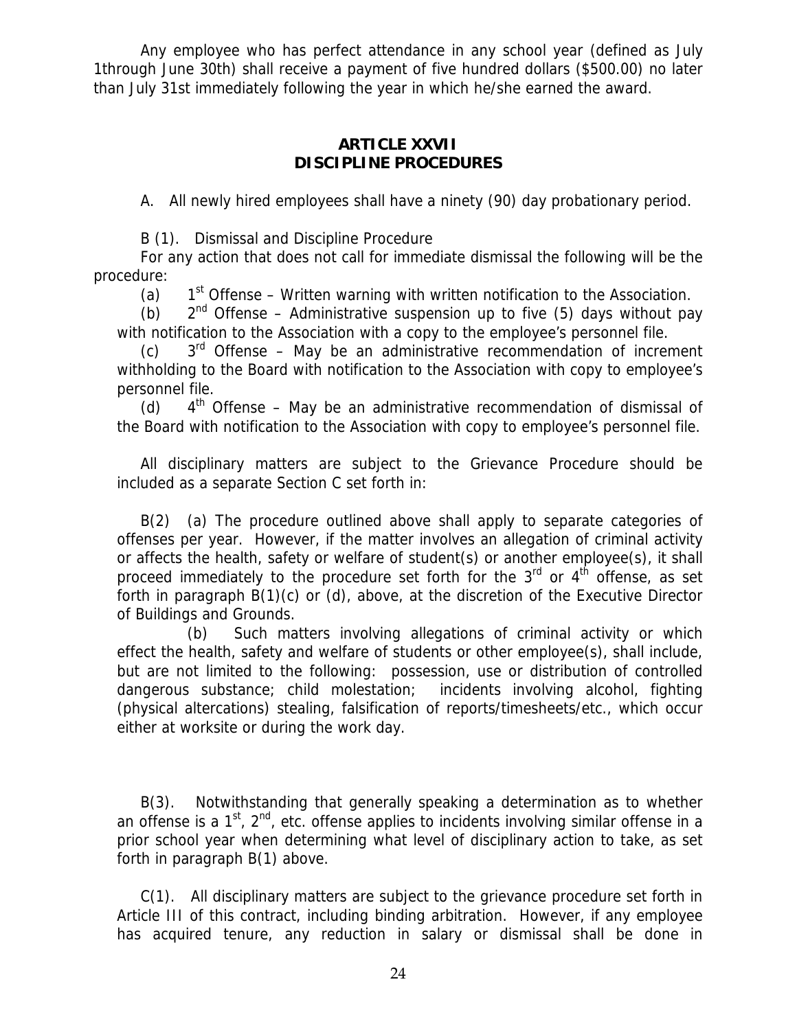Any employee who has perfect attendance in any school year (defined as July 1through June 30th) shall receive a payment of five hundred dollars ($500.00) no later than July 31st immediately following the year in which he/she earned the award.

## ARTICLE XXVII
## DISCIPLINE PROCEDURES

A. All newly hired employees shall have a ninety (90) day probationary period.

B (1). Dismissal and Discipline Procedure

For any action that does not call for immediate dismissal the following will be the procedure:

(a) 1st Offense – Written warning with written notification to the Association.

(b) 2nd Offense – Administrative suspension up to five (5) days without pay with notification to the Association with a copy to the employee's personnel file.

(c) 3rd Offense – May be an administrative recommendation of increment withholding to the Board with notification to the Association with copy to employee's personnel file.

(d) 4th Offense – May be an administrative recommendation of dismissal of the Board with notification to the Association with copy to employee's personnel file.

All disciplinary matters are subject to the Grievance Procedure should be included as a separate Section C set forth in:

B(2) (a) The procedure outlined above shall apply to separate categories of offenses per year. However, if the matter involves an allegation of criminal activity or affects the health, safety or welfare of student(s) or another employee(s), it shall proceed immediately to the procedure set forth for the 3rd or 4th offense, as set forth in paragraph B(1)(c) or (d), above, at the discretion of the Executive Director of Buildings and Grounds.

(b) Such matters involving allegations of criminal activity or which effect the health, safety and welfare of students or other employee(s), shall include, but are not limited to the following: possession, use or distribution of controlled dangerous substance; child molestation; incidents involving alcohol, fighting (physical altercations) stealing, falsification of reports/timesheets/etc., which occur either at worksite or during the work day.

B(3). Notwithstanding that generally speaking a determination as to whether an offense is a 1st, 2nd, etc. offense applies to incidents involving similar offense in a prior school year when determining what level of disciplinary action to take, as set forth in paragraph B(1) above.

C(1). All disciplinary matters are subject to the grievance procedure set forth in Article III of this contract, including binding arbitration. However, if any employee has acquired tenure, any reduction in salary or dismissal shall be done in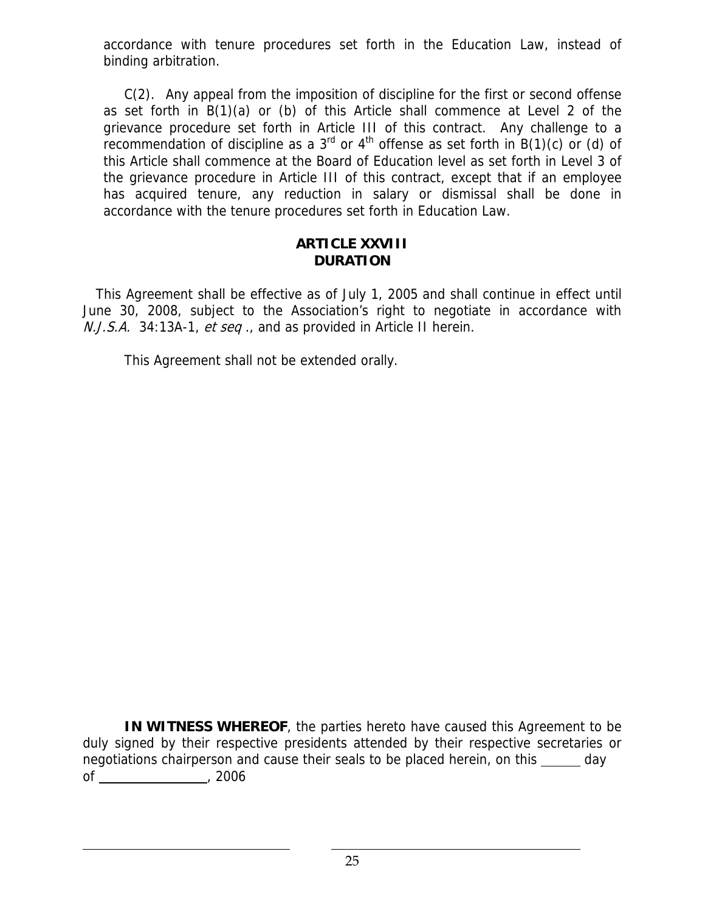accordance with tenure procedures set forth in the Education Law, instead of binding arbitration.

C(2). Any appeal from the imposition of discipline for the first or second offense as set forth in B(1)(a) or (b) of this Article shall commence at Level 2 of the grievance procedure set forth in Article III of this contract. Any challenge to a recommendation of discipline as a 3rd or 4th offense as set forth in B(1)(c) or (d) of this Article shall commence at the Board of Education level as set forth in Level 3 of the grievance procedure in Article III of this contract, except that if an employee has acquired tenure, any reduction in salary or dismissal shall be done in accordance with the tenure procedures set forth in Education Law.

## ARTICLE XXVIII
## DURATION

This Agreement shall be effective as of July 1, 2005 and shall continue in effect until June 30, 2008, subject to the Association's right to negotiate in accordance with *N.J.S.A.* 34:13A-1, *et seq* ., and as provided in Article II herein.

This Agreement shall not be extended orally.

**IN WITNESS WHEREOF**, the parties hereto have caused this Agreement to be duly signed by their respective presidents attended by their respective secretaries or negotiations chairperson and cause their seals to be placed herein, on this ______ day of ________________, 2006

________________________________ ________________________________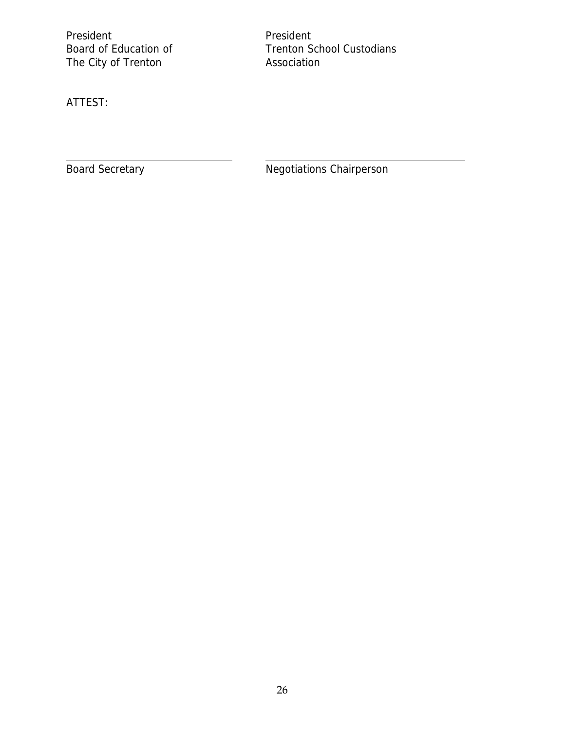President
Board of Education of
The City of Trenton

President
Trenton School Custodians
Association

ATTEST:

______________________________
Board Secretary

______________________________
Negotiations Chairperson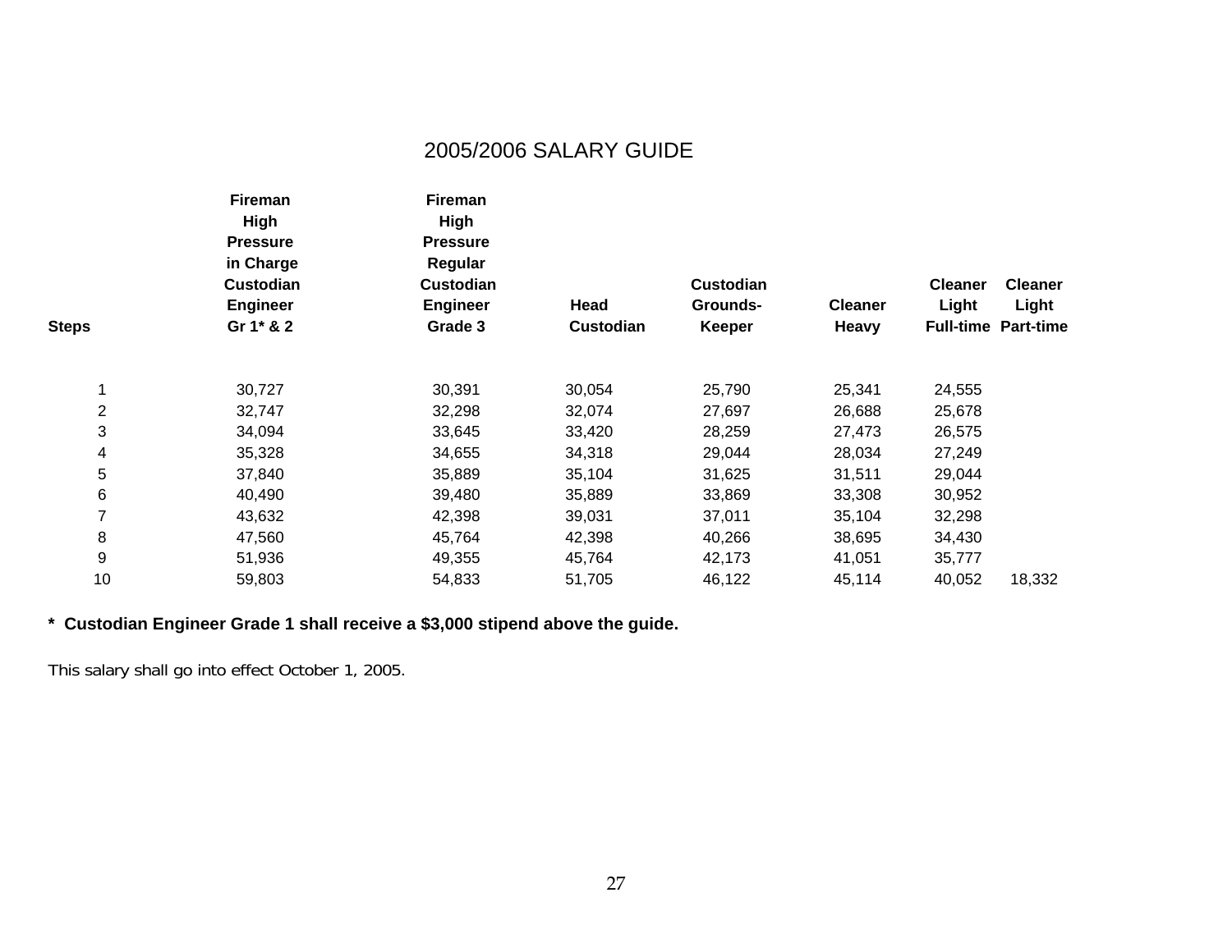# 2005/2006 SALARY GUIDE

| Steps | Fireman High Pressure in Charge Custodian Engineer Gr 1* & 2 | Fireman High Pressure Regular Custodian Engineer Grade 3 | Head Custodian | Custodian Grounds-Keeper | Cleaner Heavy | Cleaner Light Full-time | Cleaner Light Part-time |
|---|---|---|---|---|---|---|---|
| 1 | 30,727 | 30,391 | 30,054 | 25,790 | 25,341 | 24,555 | |
| 2 | 32,747 | 32,298 | 32,074 | 27,697 | 26,688 | 25,678 | |
| 3 | 34,094 | 33,645 | 33,420 | 28,259 | 27,473 | 26,575 | |
| 4 | 35,328 | 34,655 | 34,318 | 29,044 | 28,034 | 27,249 | |
| 5 | 37,840 | 35,889 | 35,104 | 31,625 | 31,511 | 29,044 | |
| 6 | 40,490 | 39,480 | 35,889 | 33,869 | 33,308 | 30,952 | |
| 7 | 43,632 | 42,398 | 39,031 | 37,011 | 35,104 | 32,298 | |
| 8 | 47,560 | 45,764 | 42,398 | 40,266 | 38,695 | 34,430 | |
| 9 | 51,936 | 49,355 | 45,764 | 42,173 | 41,051 | 35,777 | |
| 10 | 59,803 | 54,833 | 51,705 | 46,122 | 45,114 | 40,052 | 18,332 |

**\* Custodian Engineer Grade 1 shall receive a $3,000 stipend above the guide.**

This salary shall go into effect October 1, 2005.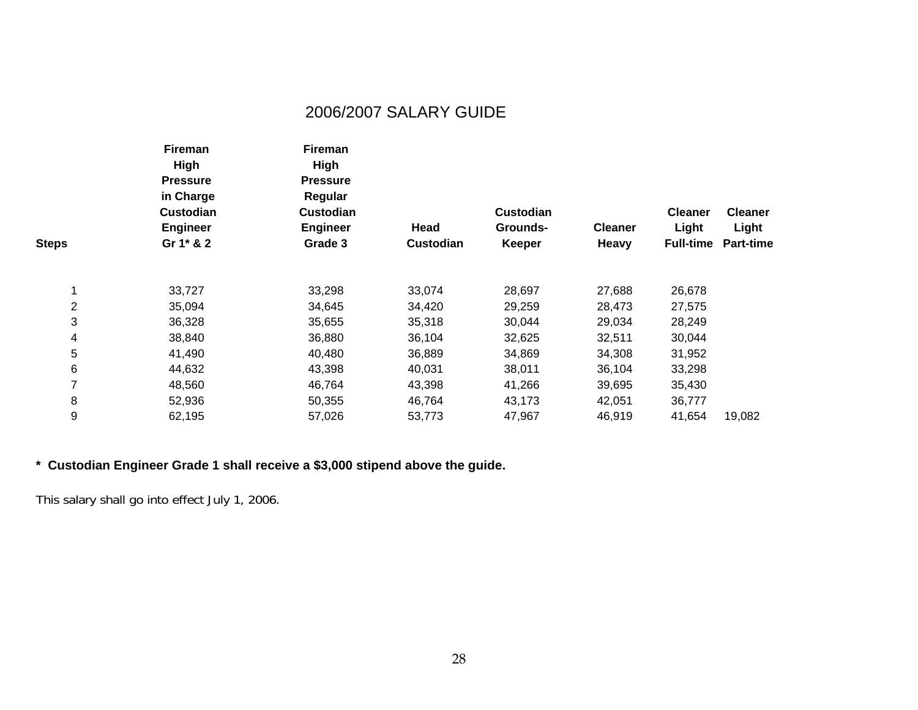# 2006/2007 SALARY GUIDE

| Steps | Fireman High Pressure in Charge Custodian Engineer Gr 1* & 2 | Fireman High Pressure Regular Custodian Engineer Grade 3 | Head Custodian | Custodian Grounds-Keeper | Cleaner Heavy | Cleaner Light Full-time | Cleaner Light Part-time |
|---|---|---|---|---|---|---|---|
| 1 | 33,727 | 33,298 | 33,074 | 28,697 | 27,688 | 26,678 | |
| 2 | 35,094 | 34,645 | 34,420 | 29,259 | 28,473 | 27,575 | |
| 3 | 36,328 | 35,655 | 35,318 | 30,044 | 29,034 | 28,249 | |
| 4 | 38,840 | 36,880 | 36,104 | 32,625 | 32,511 | 30,044 | |
| 5 | 41,490 | 40,480 | 36,889 | 34,869 | 34,308 | 31,952 | |
| 6 | 44,632 | 43,398 | 40,031 | 38,011 | 36,104 | 33,298 | |
| 7 | 48,560 | 46,764 | 43,398 | 41,266 | 39,695 | 35,430 | |
| 8 | 52,936 | 50,355 | 46,764 | 43,173 | 42,051 | 36,777 | |
| 9 | 62,195 | 57,026 | 53,773 | 47,967 | 46,919 | 41,654 | 19,082 |

**\* Custodian Engineer Grade 1 shall receive a $3,000 stipend above the guide.**

This salary shall go into effect July 1, 2006.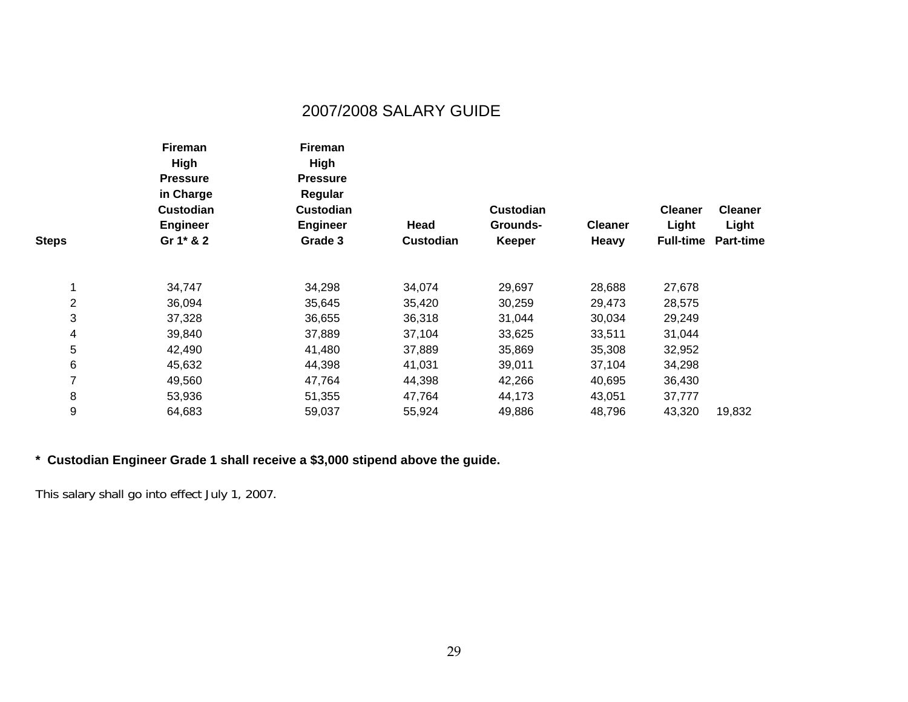## 2007/2008 SALARY GUIDE

| Steps | Fireman High Pressure in Charge Custodian Engineer Gr 1* & 2 | Fireman High Pressure Regular Custodian Engineer Grade 3 | Head Custodian | Custodian Grounds-Keeper | Cleaner Heavy | Cleaner Light Full-time | Cleaner Light Part-time |
|---|---|---|---|---|---|---|---|
| 1 | 34,747 | 34,298 | 34,074 | 29,697 | 28,688 | 27,678 | |
| 2 | 36,094 | 35,645 | 35,420 | 30,259 | 29,473 | 28,575 | |
| 3 | 37,328 | 36,655 | 36,318 | 31,044 | 30,034 | 29,249 | |
| 4 | 39,840 | 37,889 | 37,104 | 33,625 | 33,511 | 31,044 | |
| 5 | 42,490 | 41,480 | 37,889 | 35,869 | 35,308 | 32,952 | |
| 6 | 45,632 | 44,398 | 41,031 | 39,011 | 37,104 | 34,298 | |
| 7 | 49,560 | 47,764 | 44,398 | 42,266 | 40,695 | 36,430 | |
| 8 | 53,936 | 51,355 | 47,764 | 44,173 | 43,051 | 37,777 | |
| 9 | 64,683 | 59,037 | 55,924 | 49,886 | 48,796 | 43,320 | 19,832 |

**\* Custodian Engineer Grade 1 shall receive a $3,000 stipend above the guide.**

This salary shall go into effect July 1, 2007.